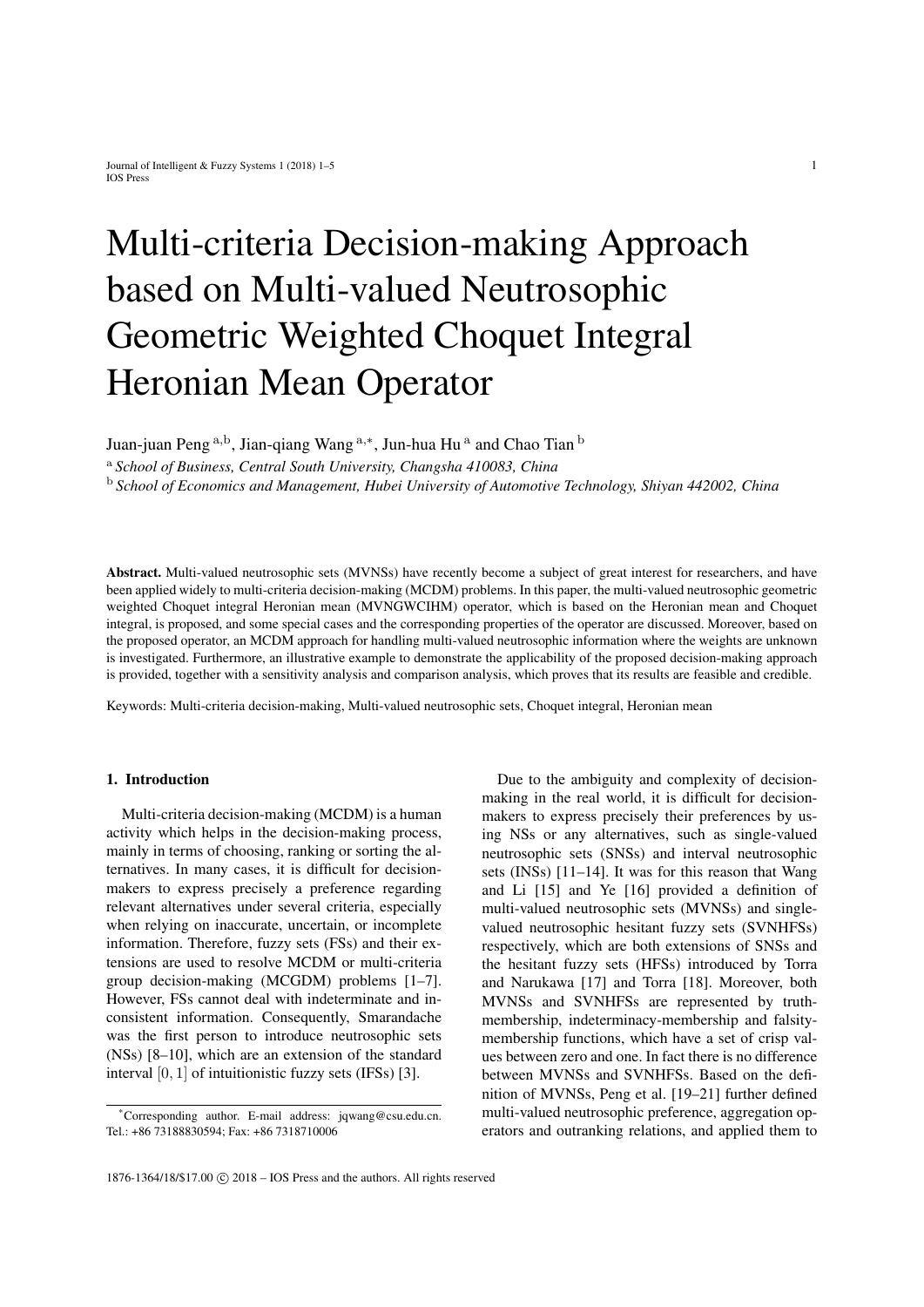# Multi-criteria Decision-making Approach based on Multi-valued Neutrosophic Geometric Weighted Choquet Integral Heronian Mean Operator

Juan-juan Peng [a,b], Jian-qiang Wang [a,*], Jun-hua Hu [a] and Chao Tian [b]

[a] *School of Business, Central South University, Changsha 410083, China*

[b] *School of Economics and Management, Hubei University of Automotive Technology, Shiyan 442002, China*

**Abstract.** Multi-valued neutrosophic sets (MVNSs) have recently become a subject of great interest for researchers, and have been applied widely to multi-criteria decision-making (MCDM) problems. In this paper, the multi-valued neutrosophic geometric weighted Choquet integral Heronian mean (MVNGWCIHM) operator, which is based on the Heronian mean and Choquet integral, is proposed, and some special cases and the corresponding properties of the operator are discussed. Moreover, based on the proposed operator, an MCDM approach for handling multi-valued neutrosophic information where the weights are unknown is investigated. Furthermore, an illustrative example to demonstrate the applicability of the proposed decision-making approach is provided, together with a sensitivity analysis and comparison analysis, which proves that its results are feasible and credible.

Keywords: Multi-criteria decision-making, Multi-valued neutrosophic sets, Choquet integral, Heronian mean

## 1. Introduction

Multi-criteria decision-making (MCDM) is a human activity which helps in the decision-making process, mainly in terms of choosing, ranking or sorting the alternatives. In many cases, it is difficult for decision-makers to express precisely a preference regarding relevant alternatives under several criteria, especially when relying on inaccurate, uncertain, or incomplete information. Therefore, fuzzy sets (FSs) and their extensions are used to resolve MCDM or multi-criteria group decision-making (MCGDM) problems [1–7]. However, FSs cannot deal with indeterminate and inconsistent information. Consequently, Smarandache was the first person to introduce neutrosophic sets (NSs) [8–10], which are an extension of the standard interval $[0, 1]$ of intuitionistic fuzzy sets (IFSs) [3].

Due to the ambiguity and complexity of decision-making in the real world, it is difficult for decision-makers to express precisely their preferences by using NSs or any alternatives, such as single-valued neutrosophic sets (SNSs) and interval neutrosophic sets (INSs) [11–14]. It was for this reason that Wang and Li [15] and Ye [16] provided a definition of multi-valued neutrosophic sets (MVNSs) and single-valued neutrosophic hesitant fuzzy sets (SVNHFSs) respectively, which are both extensions of SNSs and the hesitant fuzzy sets (HFSs) introduced by Torra and Narukawa [17] and Torra [18]. Moreover, both MVNSs and SVNHFSs are represented by truth-membership, indeterminacy-membership and falsity-membership functions, which have a set of crisp values between zero and one. In fact there is no difference between MVNSs and SVNHFSs. Based on the definition of MVNSs, Peng et al. [19–21] further defined multi-valued neutrosophic preference, aggregation operators and outranking relations, and applied them to

*Corresponding author. E-mail address: jqwang@csu.edu.cn. Tel.: +86 73188830594; Fax: +86 7318710006

1876-1364/18/$17.00 © 2018 – IOS Press and the authors. All rights reserved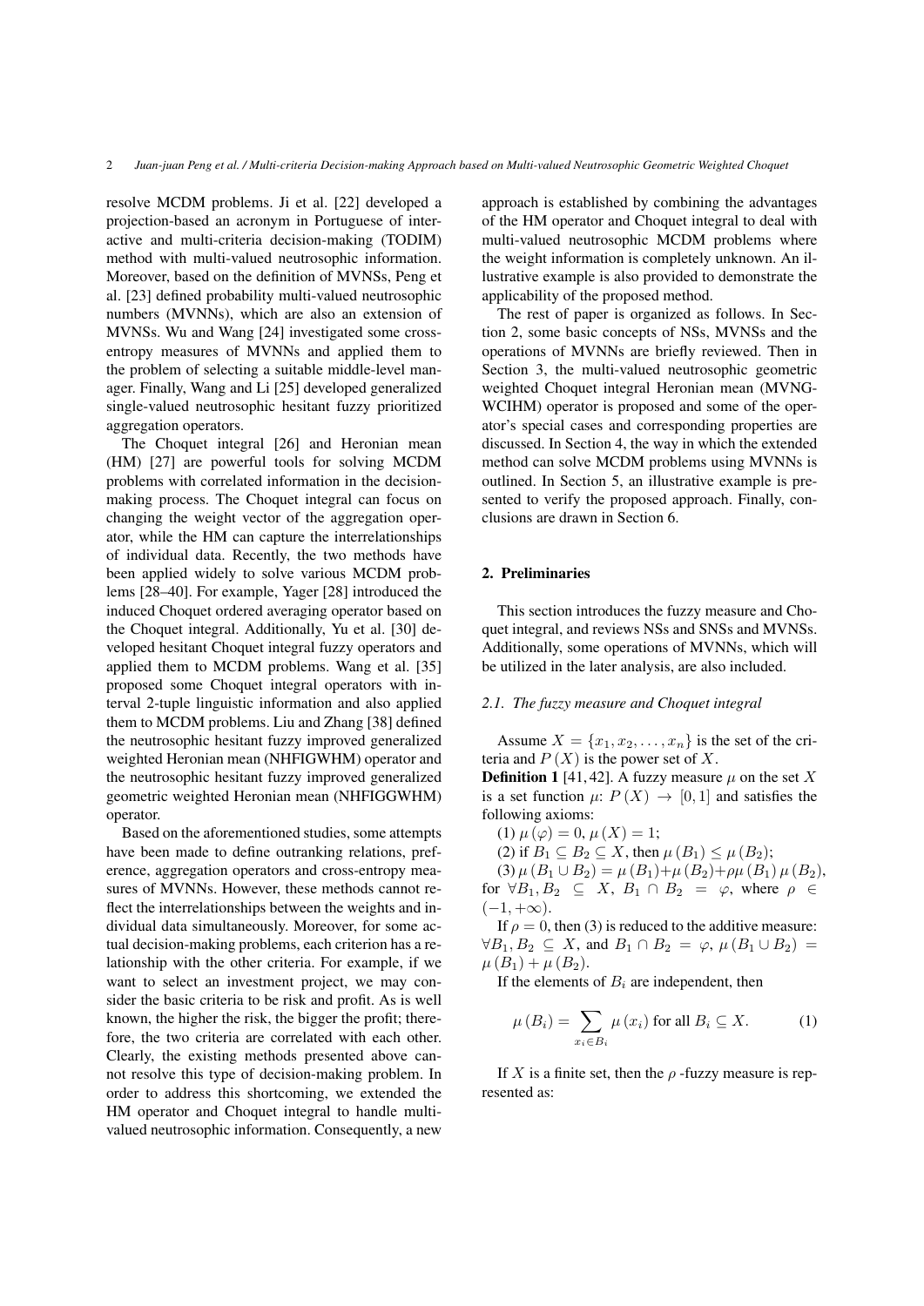resolve MCDM problems. Ji et al. [22] developed a projection-based an acronym in Portuguese of interactive and multi-criteria decision-making (TODIM) method with multi-valued neutrosophic information. Moreover, based on the definition of MVNSs, Peng et al. [23] defined probability multi-valued neutrosophic numbers (MVNNs), which are also an extension of MVNSs. Wu and Wang [24] investigated some cross-entropy measures of MVNNs and applied them to the problem of selecting a suitable middle-level manager. Finally, Wang and Li [25] developed generalized single-valued neutrosophic hesitant fuzzy prioritized aggregation operators.

The Choquet integral [26] and Heronian mean (HM) [27] are powerful tools for solving MCDM problems with correlated information in the decision-making process. The Choquet integral can focus on changing the weight vector of the aggregation operator, while the HM can capture the interrelationships of individual data. Recently, the two methods have been applied widely to solve various MCDM problems [28–40]. For example, Yager [28] introduced the induced Choquet ordered averaging operator based on the Choquet integral. Additionally, Yu et al. [30] developed hesitant Choquet integral fuzzy operators and applied them to MCDM problems. Wang et al. [35] proposed some Choquet integral operators with interval 2-tuple linguistic information and also applied them to MCDM problems. Liu and Zhang [38] defined the neutrosophic hesitant fuzzy improved generalized weighted Heronian mean (NHFIGWHM) operator and the neutrosophic hesitant fuzzy improved generalized geometric weighted Heronian mean (NHFIGGWHM) operator.

Based on the aforementioned studies, some attempts have been made to define outranking relations, preference, aggregation operators and cross-entropy measures of MVNNs. However, these methods cannot reflect the interrelationships between the weights and individual data simultaneously. Moreover, for some actual decision-making problems, each criterion has a relationship with the other criteria. For example, if we want to select an investment project, we may consider the basic criteria to be risk and profit. As is well known, the higher the risk, the bigger the profit; therefore, the two criteria are correlated with each other. Clearly, the existing methods presented above cannot resolve this type of decision-making problem. In order to address this shortcoming, we extended the HM operator and Choquet integral to handle multi-valued neutrosophic information. Consequently, a new approach is established by combining the advantages of the HM operator and Choquet integral to deal with multi-valued neutrosophic MCDM problems where the weight information is completely unknown. An illustrative example is also provided to demonstrate the applicability of the proposed method.

The rest of paper is organized as follows. In Section 2, some basic concepts of NSs, MVNSs and the operations of MVNNs are briefly reviewed. Then in Section 3, the multi-valued neutrosophic geometric weighted Choquet integral Heronian mean (MVNGWCIHM) operator is proposed and some of the operator's special cases and corresponding properties are discussed. In Section 4, the way in which the extended method can solve MCDM problems using MVNNs is outlined. In Section 5, an illustrative example is presented to verify the proposed approach. Finally, conclusions are drawn in Section 6.

## 2. Preliminaries

This section introduces the fuzzy measure and Choquet integral, and reviews NSs and SNSs and MVNSs. Additionally, some operations of MVNNs, which will be utilized in the later analysis, are also included.

### *2.1. The fuzzy measure and Choquet integral*

Assume $X = \{x_1, x_2, \ldots, x_n\}$ is the set of the criteria and $P(X)$ is the power set of $X$.

**Definition 1** [41, 42]. A fuzzy measure $\mu$ on the set $X$ is a set function $\mu$: $P(X) \rightarrow [0, 1]$ and satisfies the following axioms:

(1) $\mu(\varphi) = 0$, $\mu(X) = 1$;

(2) if $B_1 \subseteq B_2 \subseteq X$, then $\mu(B_1) \leq \mu(B_2)$;

(3) $\mu(B_1 \cup B_2) = \mu(B_1) + \mu(B_2) + \rho\mu(B_1)\mu(B_2)$, for $\forall B_1, B_2 \subseteq X$, $B_1 \cap B_2 = \varphi$, where $\rho \in (-1, +\infty)$.

If $\rho = 0$, then (3) is reduced to the additive measure: $\forall B_1, B_2 \subseteq X$, and $B_1 \cap B_2 = \varphi$, $\mu(B_1 \cup B_2) = \mu(B_1) + \mu(B_2)$.

If the elements of $B_i$ are independent, then

$$\mu(B_i) = \sum_{x_i \in B_i} \mu(x_i) \text{ for all } B_i \subseteq X. \tag{1}$$

If $X$ is a finite set, then the $\rho$ -fuzzy measure is represented as: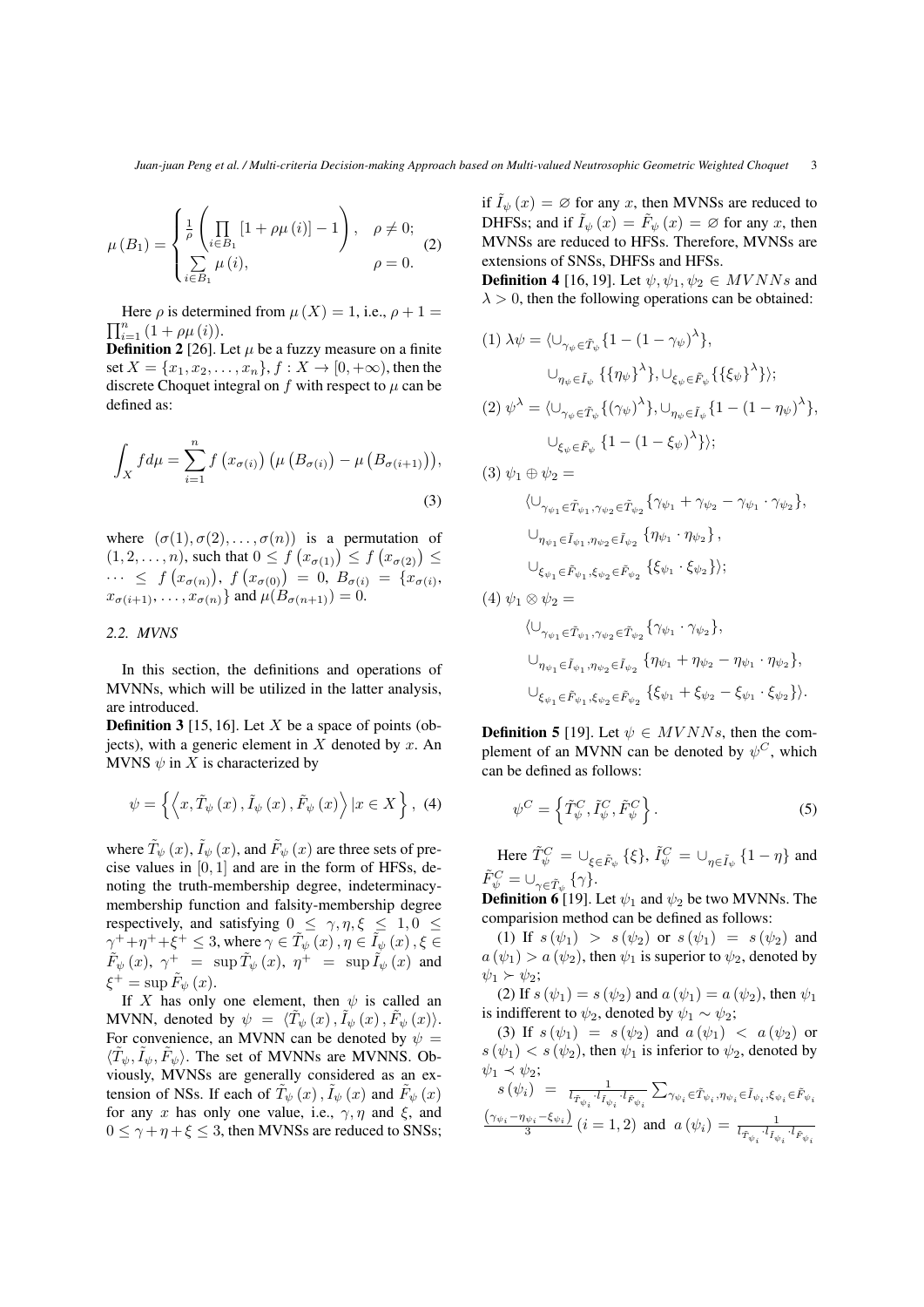$$\mu\left(B_1\right)=\begin{cases}\frac{1}{\rho}\left(\prod\limits_{i\in B_1}\left[1+\rho\mu\left(i\right)\right]-1\right), & \rho\neq 0;\\ \sum\limits_{i\in B_1}\mu\left(i\right), & \rho=0.\end{cases} \quad (2)$$

Here $\rho$ is determined from $\mu\left(X\right)=1$, i.e., $\rho+1=\prod_{i=1}^{n}\left(1+\rho\mu\left(i\right)\right)$.

**Definition 2** [26]. Let $\mu$ be a fuzzy measure on a finite set $X=\{x_1,x_2,\ldots,x_n\}$, $f:X\rightarrow[0,+\infty)$, then the discrete Choquet integral on $f$ with respect to $\mu$ can be defined as:

$$\int_X f d\mu=\sum_{i=1}^{n}f\left(x_{\sigma(i)}\right)\left(\mu\left(B_{\sigma(i)}\right)-\mu\left(B_{\sigma(i+1)}\right)\right), \quad (3)$$

where $(\sigma(1),\sigma(2),\ldots,\sigma(n))$ is a permutation of $(1,2,\ldots,n)$, such that $0\leq f\left(x_{\sigma(1)}\right)\leq f\left(x_{\sigma(2)}\right)\leq\cdots\leq f\left(x_{\sigma(n)}\right)$, $f\left(x_{\sigma(0)}\right)=0$, $B_{\sigma(i)}=\{x_{\sigma(i)},x_{\sigma(i+1)},\ldots,x_{\sigma(n)}\}$ and $\mu(B_{\sigma(n+1)})=0$.

### 2.2. MVNS

In this section, the definitions and operations of MVNNs, which will be utilized in the latter analysis, are introduced.

**Definition 3** [15, 16]. Let $X$ be a space of points (objects), with a generic element in $X$ denoted by $x$. An MVNS $\psi$ in $X$ is characterized by

$$\psi=\left\{\left\langle x,\tilde{T}_\psi\left(x\right),\tilde{I}_\psi\left(x\right),\tilde{F}_\psi\left(x\right)\right\rangle|x\in X\right\}, \quad (4)$$

where $\tilde{T}_\psi\left(x\right)$, $\tilde{I}_\psi\left(x\right)$, and $\tilde{F}_\psi\left(x\right)$ are three sets of precise values in $[0,1]$ and are in the form of HFSs, denoting the truth-membership degree, indeterminacy-membership function and falsity-membership degree respectively, and satisfying $0\leq\gamma,\eta,\xi\leq 1$, $0\leq\gamma^{+}+\eta^{+}+\xi^{+}\leq 3$, where $\gamma\in\tilde{T}_\psi\left(x\right)$, $\eta\in\tilde{I}_\psi\left(x\right)$, $\xi\in\tilde{F}_\psi\left(x\right)$, $\gamma^{+}=\sup\tilde{T}_\psi\left(x\right)$, $\eta^{+}=\sup\tilde{I}_\psi\left(x\right)$ and $\xi^{+}=\sup\tilde{F}_\psi\left(x\right)$.

If $X$ has only one element, then $\psi$ is called an MVNN, denoted by $\psi=\langle\tilde{T}_\psi\left(x\right),\tilde{I}_\psi\left(x\right),\tilde{F}_\psi\left(x\right)\rangle$. For convenience, an MVNN can be denoted by $\psi=\langle\tilde{T}_\psi,\tilde{I}_\psi,\tilde{F}_\psi\rangle$. The set of MVNNs are MVNNS. Obviously, MVNSs are generally considered as an extension of NSs. If each of $\tilde{T}_\psi\left(x\right)$, $\tilde{I}_\psi\left(x\right)$ and $\tilde{F}_\psi\left(x\right)$ for any $x$ has only one value, i.e., $\gamma,\eta$ and $\xi$, and $0\leq\gamma+\eta+\xi\leq 3$, then MVNSs are reduced to SNSs; if $\tilde{I}_\psi\left(x\right)=\varnothing$ for any $x$, then MVNSs are reduced to DHFSs; and if $\tilde{I}_\psi\left(x\right)=\tilde{F}_\psi\left(x\right)=\varnothing$ for any $x$, then MVNSs are reduced to HFSs. Therefore, MVNSs are extensions of SNSs, DHFSs and HFSs.

**Definition 4** [16, 19]. Let $\psi,\psi_1,\psi_2\in MVNNs$ and $\lambda>0$, then the following operations can be obtained:

(1) $\lambda\psi=\langle\cup_{\gamma_\psi\in\tilde{T}_\psi}\{1-\left(1-\gamma_\psi\right)^{\lambda}\},$
$\cup_{\eta_\psi\in\tilde{I}_\psi}\{\{\eta_\psi\}^{\lambda}\},\cup_{\xi_\psi\in\tilde{F}_\psi}\{\{\xi_\psi\}^{\lambda}\}\rangle;$

(2) $\psi^{\lambda}=\langle\cup_{\gamma_\psi\in\tilde{T}_\psi}\{\left(\gamma_\psi\right)^{\lambda}\},\cup_{\eta_\psi\in\tilde{I}_\psi}\{1-\left(1-\eta_\psi\right)^{\lambda}\},$
$\cup_{\xi_\psi\in\tilde{F}_\psi}\{1-\left(1-\xi_\psi\right)^{\lambda}\}\rangle;$

(3) $\psi_1\oplus\psi_2=$
$\langle\cup_{\gamma_{\psi_1}\in\tilde{T}_{\psi_1},\gamma_{\psi_2}\in\tilde{T}_{\psi_2}}\{\gamma_{\psi_1}+\gamma_{\psi_2}-\gamma_{\psi_1}\cdot\gamma_{\psi_2}\},$
$\cup_{\eta_{\psi_1}\in\tilde{I}_{\psi_1},\eta_{\psi_2}\in\tilde{I}_{\psi_2}}\{\eta_{\psi_1}\cdot\eta_{\psi_2}\},$
$\cup_{\xi_{\psi_1}\in\tilde{F}_{\psi_1},\xi_{\psi_2}\in\tilde{F}_{\psi_2}}\{\xi_{\psi_1}\cdot\xi_{\psi_2}\}\rangle;$

(4) $\psi_1\otimes\psi_2=$
$\langle\cup_{\gamma_{\psi_1}\in\tilde{T}_{\psi_1},\gamma_{\psi_2}\in\tilde{T}_{\psi_2}}\{\gamma_{\psi_1}\cdot\gamma_{\psi_2}\},$
$\cup_{\eta_{\psi_1}\in\tilde{I}_{\psi_1},\eta_{\psi_2}\in\tilde{I}_{\psi_2}}\{\eta_{\psi_1}+\eta_{\psi_2}-\eta_{\psi_1}\cdot\eta_{\psi_2}\},$
$\cup_{\xi_{\psi_1}\in\tilde{F}_{\psi_1},\xi_{\psi_2}\in\tilde{F}_{\psi_2}}\{\xi_{\psi_1}+\xi_{\psi_2}-\xi_{\psi_1}\cdot\xi_{\psi_2}\}\rangle.$

**Definition 5** [19]. Let $\psi\in MVNNs$, then the complement of an MVNN can be denoted by $\psi^{C}$, which can be defined as follows:

$$\psi^{C}=\left\{\tilde{T}_\psi^{C},\tilde{I}_\psi^{C},\tilde{F}_\psi^{C}\right\}. \quad (5)$$

Here $\tilde{T}_\psi^{C}=\cup_{\xi\in\tilde{F}_\psi}\{\xi\}$, $\tilde{I}_\psi^{C}=\cup_{\eta\in\tilde{I}_\psi}\{1-\eta\}$ and $\tilde{F}_\psi^{C}=\cup_{\gamma\in\tilde{T}_\psi}\{\gamma\}$.

**Definition 6** [19]. Let $\psi_1$ and $\psi_2$ be two MVNNs. The comparision method can be defined as follows:

(1) If $s\left(\psi_1\right)>s\left(\psi_2\right)$ or $s\left(\psi_1\right)=s\left(\psi_2\right)$ and $a\left(\psi_1\right)>a\left(\psi_2\right)$, then $\psi_1$ is superior to $\psi_2$, denoted by $\psi_1\succ\psi_2$;

(2) If $s\left(\psi_1\right)=s\left(\psi_2\right)$ and $a\left(\psi_1\right)=a\left(\psi_2\right)$, then $\psi_1$ is indifferent to $\psi_2$, denoted by $\psi_1\sim\psi_2$;

(3) If $s\left(\psi_1\right)=s\left(\psi_2\right)$ and $a\left(\psi_1\right)<a\left(\psi_2\right)$ or $s\left(\psi_1\right)<s\left(\psi_2\right)$, then $\psi_1$ is inferior to $\psi_2$, denoted by $\psi_1\prec\psi_2$;

$s\left(\psi_i\right)=\frac{1}{l_{\tilde{T}_{\psi_i}}\cdot l_{\tilde{I}_{\psi_i}}\cdot l_{\tilde{F}_{\psi_i}}}\sum_{\gamma_{\psi_i}\in\tilde{T}_{\psi_i},\eta_{\psi_i}\in\tilde{I}_{\psi_i},\xi_{\psi_i}\in\tilde{F}_{\psi_i}}\frac{\left(\gamma_{\psi_i}-\eta_{\psi_i}-\xi_{\psi_i}\right)}{3}\left(i=1,2\right)$ and $a\left(\psi_i\right)=\frac{1}{l_{\tilde{T}_{\psi_i}}\cdot l_{\tilde{I}_{\psi_i}}\cdot l_{\tilde{F}_{\psi_i}}}$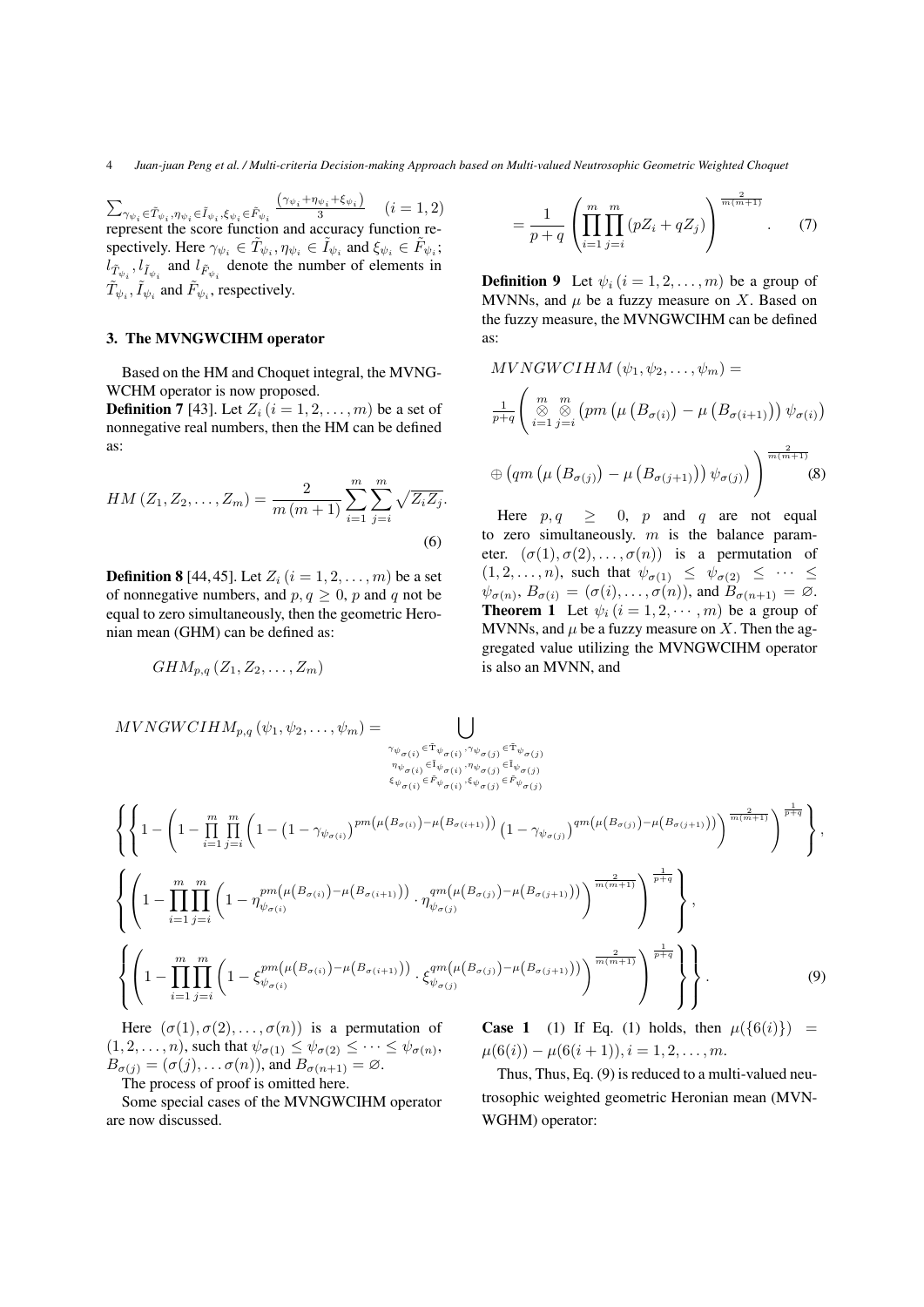$\sum_{\gamma_{\psi_i} \in \tilde{T}_{\psi_i}, \eta_{\psi_i} \in \tilde{I}_{\psi_i}, \xi_{\psi_i} \in \tilde{F}_{\psi_i}} \frac{(\gamma_{\psi_i} + \eta_{\psi_i} + \xi_{\psi_i})}{3} \quad (i = 1, 2)$ represent the score function and accuracy function respectively. Here $\gamma_{\psi_i} \in \tilde{T}_{\psi_i}, \eta_{\psi_i} \in \tilde{I}_{\psi_i}$ and $\xi_{\psi_i} \in \tilde{F}_{\psi_i}$; $l_{\tilde{T}_{\psi_i}}, l_{\tilde{I}_{\psi_i}}$ and $l_{\tilde{F}_{\psi_i}}$ denote the number of elements in $\tilde{T}_{\psi_i}, \tilde{I}_{\psi_i}$ and $\tilde{F}_{\psi_i}$, respectively.

## 3. The MVNGWCIHM operator

Based on the HM and Choquet integral, the MVNGWCHM operator is now proposed.

**Definition 7** [43]. Let $Z_i\,(i = 1, 2, \ldots, m)$ be a set of nonnegative real numbers, then the HM can be defined as:

$$HM\,(Z_1, Z_2, \ldots, Z_m) = \frac{2}{m\,(m+1)} \sum_{i=1}^{m} \sum_{j=i}^{m} \sqrt{Z_i Z_j}. \tag{6}$$

**Definition 8** [44,45]. Let $Z_i\,(i = 1, 2, \ldots, m)$ be a set of nonnegative numbers, and $p, q \geq 0$, $p$ and $q$ not be equal to zero simultaneously, then the geometric Heronian mean (GHM) can be defined as:

$$GHM_{p,q}\,(Z_1, Z_2, \ldots, Z_m) = \frac{1}{p+q} \left( \prod_{i=1}^{m} \prod_{j=i}^{m} (pZ_i + qZ_j) \right)^{\frac{2}{m(m+1)}}. \tag{7}$$

**Definition 9** Let $\psi_i\,(i = 1, 2, \ldots, m)$ be a group of MVNNs, and $\mu$ be a fuzzy measure on $X$. Based on the fuzzy measure, the MVNGWCIHM can be defined as:

$$MVNGWCIHM\,(\psi_1, \psi_2, \ldots, \psi_m) = \frac{1}{p+q} \left( \mathop{\otimes}_{i=1}^{m} \mathop{\otimes}_{j=i}^{m} \left( pm \left( \mu\left(B_{\sigma(i)}\right) - \mu\left(B_{\sigma(i+1)}\right) \right) \psi_{\sigma(i)} \right) \oplus \left( qm \left( \mu\left(B_{\sigma(j)}\right) - \mu\left(B_{\sigma(j+1)}\right) \right) \psi_{\sigma(j)} \right) \right)^{\frac{2}{m(m+1)}} \tag{8}$$

Here $p, q \geq 0$, $p$ and $q$ are not equal to zero simultaneously. $m$ is the balance parameter. $(\sigma(1), \sigma(2), \ldots, \sigma(n))$ is a permutation of $(1, 2, \ldots, n)$, such that $\psi_{\sigma(1)} \leq \psi_{\sigma(2)} \leq \cdots \leq \psi_{\sigma(n)}$, $B_{\sigma(i)} = (\sigma(i), \ldots, \sigma(n))$, and $B_{\sigma(n+1)} = \varnothing$.

**Theorem 1** Let $\psi_i\,(i = 1, 2, \cdots, m)$ be a group of MVNNs, and $\mu$ be a fuzzy measure on $X$. Then the aggregated value utilizing the MVNGWCIHM operator is also an MVNN, and

$$MVNGWCIHM_{p,q}\,(\psi_1, \psi_2, \ldots, \psi_m) = \bigcup_{\substack{\gamma_{\psi_{\sigma(i)}} \in \tilde{T}_{\psi_{\sigma(i)}}, \gamma_{\psi_{\sigma(j)}} \in \tilde{T}_{\psi_{\sigma(j)}} \\ \eta_{\psi_{\sigma(i)}} \in \tilde{I}_{\psi_{\sigma(i)}}, \eta_{\psi_{\sigma(j)}} \in \tilde{I}_{\psi_{\sigma(j)}} \\ \xi_{\psi_{\sigma(i)}} \in \tilde{F}_{\psi_{\sigma(i)}}, \xi_{\psi_{\sigma(j)}} \in \tilde{F}_{\psi_{\sigma(j)}}}}$$

$$\left\{ \left\{ 1 - \left( 1 - \prod_{i=1}^{m} \prod_{j=i}^{m} \left( 1 - \left(1 - \gamma_{\psi_{\sigma(i)}}\right)^{pm\left(\mu\left(B_{\sigma(i)}\right) - \mu\left(B_{\sigma(i+1)}\right)\right)} \left(1 - \gamma_{\psi_{\sigma(j)}}\right)^{qm\left(\mu\left(B_{\sigma(j)}\right) - \mu\left(B_{\sigma(j+1)}\right)\right)} \right)^{\frac{2}{m(m+1)}} \right)^{\frac{1}{p+q}} \right\}, \right.$$

$$\left\{ \left( 1 - \prod_{i=1}^{m} \prod_{j=i}^{m} \left( 1 - \eta_{\psi_{\sigma(i)}}^{pm\left(\mu\left(B_{\sigma(i)}\right) - \mu\left(B_{\sigma(i+1)}\right)\right)} \cdot \eta_{\psi_{\sigma(j)}}^{qm\left(\mu\left(B_{\sigma(j)}\right) - \mu\left(B_{\sigma(j+1)}\right)\right)} \right)^{\frac{2}{m(m+1)}} \right)^{\frac{1}{p+q}} \right\},$$

$$\left. \left\{ \left( 1 - \prod_{i=1}^{m} \prod_{j=i}^{m} \left( 1 - \xi_{\psi_{\sigma(i)}}^{pm\left(\mu\left(B_{\sigma(i)}\right) - \mu\left(B_{\sigma(i+1)}\right)\right)} \cdot \xi_{\psi_{\sigma(j)}}^{qm\left(\mu\left(B_{\sigma(j)}\right) - \mu\left(B_{\sigma(j+1)}\right)\right)} \right)^{\frac{2}{m(m+1)}} \right)^{\frac{1}{p+q}} \right\} \right\}. \tag{9}$$

Here $(\sigma(1), \sigma(2), \ldots, \sigma(n))$ is a permutation of $(1, 2, \ldots, n)$, such that $\psi_{\sigma(1)} \leq \psi_{\sigma(2)} \leq \cdots \leq \psi_{\sigma(n)}$, $B_{\sigma(j)} = (\sigma(j), \ldots \sigma(n))$, and $B_{\sigma(n+1)} = \varnothing$.

The process of proof is omitted here.

Some special cases of the MVNGWCIHM operator are now discussed.

**Case 1** (1) If Eq. (1) holds, then $\mu(\{6(i)\}) = \mu(6(i)) - \mu(6(i+1)), i = 1, 2, \ldots, m$.

Thus, Thus, Eq. (9) is reduced to a multi-valued neutrosophic weighted geometric Heronian mean (MVNWGHM) operator: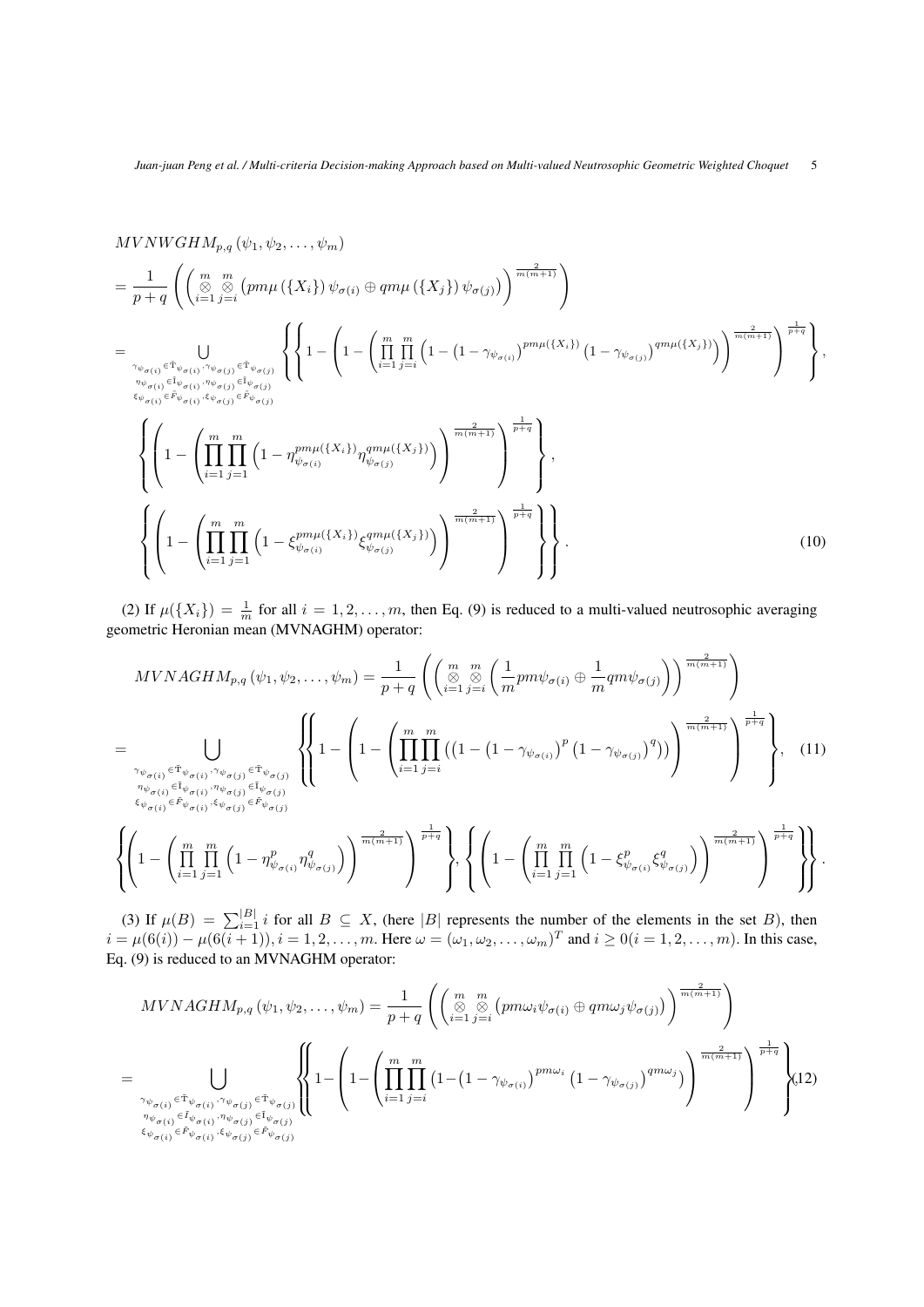$$
\begin{aligned}
&MVNWGHM_{p,q}(\psi_1,\psi_2,\ldots,\psi_m)\\
&=\frac{1}{p+q}\left(\left(\mathop{\otimes}_{i=1}^{m}\mathop{\otimes}_{j=i}^{m}\left(pm\mu\left(\{X_i\}\right)\psi_{\sigma(i)}\oplus qm\mu\left(\{X_j\}\right)\psi_{\sigma(j)}\right)\right)^{\frac{2}{m(m+1)}}\right)\\
&=\bigcup_{\substack{\gamma_{\psi_{\sigma(i)}}\in\tilde{T}_{\psi_{\sigma(i)}},\gamma_{\psi_{\sigma(j)}}\in\tilde{T}_{\psi_{\sigma(j)}}\\ \eta_{\psi_{\sigma(i)}}\in\tilde{I}_{\psi_{\sigma(i)}},\eta_{\psi_{\sigma(j)}}\in\tilde{I}_{\psi_{\sigma(j)}}\\ \xi_{\psi_{\sigma(i)}}\in\tilde{F}_{\psi_{\sigma(i)}},\xi_{\psi_{\sigma(j)}}\in\tilde{F}_{\psi_{\sigma(j)}}}}\left\{\left\{1-\left(1-\left(\prod_{i=1}^{m}\prod_{j=i}^{m}\left(1-\left(1-\gamma_{\psi_{\sigma(i)}}\right)^{pm\mu(\{X_i\})}\left(1-\gamma_{\psi_{\sigma(j)}}\right)^{qm\mu(\{X_j\})}\right)\right)^{\frac{2}{m(m+1)}}\right)^{\frac{1}{p+q}}\right\},\right.\\
&\left\{\left(1-\left(\prod_{i=1}^{m}\prod_{j=1}^{m}\left(1-\eta_{\psi_{\sigma(i)}}^{pm\mu(\{X_i\})}\eta_{\psi_{\sigma(j)}}^{qm\mu(\{X_j\})}\right)\right)^{\frac{2}{m(m+1)}}\right)^{\frac{1}{p+q}}\right\},\\
&\left.\left\{\left(1-\left(\prod_{i=1}^{m}\prod_{j=1}^{m}\left(1-\xi_{\psi_{\sigma(i)}}^{pm\mu(\{X_i\})}\xi_{\psi_{\sigma(j)}}^{qm\mu(\{X_j\})}\right)\right)^{\frac{2}{m(m+1)}}\right)^{\frac{1}{p+q}}\right\}\right\}. \qquad (10)
\end{aligned}
$$

(2) If $\mu(\{X_i\})=\frac{1}{m}$ for all $i=1,2,\ldots,m$, then Eq. (9) is reduced to a multi-valued neutrosophic averaging geometric Heronian mean (MVNAGHM) operator:

$$
\begin{aligned}
&MVNAGHM_{p,q}(\psi_1,\psi_2,\ldots,\psi_m)=\frac{1}{p+q}\left(\left(\mathop{\otimes}_{i=1}^{m}\mathop{\otimes}_{j=i}^{m}\left(\frac{1}{m}pm\psi_{\sigma(i)}\oplus\frac{1}{m}qm\psi_{\sigma(j)}\right)\right)^{\frac{2}{m(m+1)}}\right)\\
&=\bigcup_{\substack{\gamma_{\psi_{\sigma(i)}}\in\tilde{T}_{\psi_{\sigma(i)}},\gamma_{\psi_{\sigma(j)}}\in\tilde{T}_{\psi_{\sigma(j)}}\\ \eta_{\psi_{\sigma(i)}}\in\tilde{I}_{\psi_{\sigma(i)}},\eta_{\psi_{\sigma(j)}}\in\tilde{I}_{\psi_{\sigma(j)}}\\ \xi_{\psi_{\sigma(i)}}\in\tilde{F}_{\psi_{\sigma(i)}},\xi_{\psi_{\sigma(j)}}\in\tilde{F}_{\psi_{\sigma(j)}}}}\left\{\left\{1-\left(1-\left(\prod_{i=1}^{m}\prod_{j=i}^{m}\left(\left(1-\left(1-\gamma_{\psi_{\sigma(i)}}\right)^{p}\left(1-\gamma_{\psi_{\sigma(j)}}\right)^{q}\right)\right)\right)^{\frac{2}{m(m+1)}}\right)^{\frac{1}{p+q}}\right\},\right. \qquad (11)\\
&\left.\left\{\left(1-\left(\prod_{i=1}^{m}\prod_{j=1}^{m}\left(1-\eta_{\psi_{\sigma(i)}}^{p}\eta_{\psi_{\sigma(j)}}^{q}\right)\right)^{\frac{2}{m(m+1)}}\right)^{\frac{1}{p+q}}\right\},\left\{\left(1-\left(\prod_{i=1}^{m}\prod_{j=1}^{m}\left(1-\xi_{\psi_{\sigma(i)}}^{p}\xi_{\psi_{\sigma(j)}}^{q}\right)\right)^{\frac{2}{m(m+1)}}\right)^{\frac{1}{p+q}}\right\}\right\}.
\end{aligned}
$$

(3) If $\mu(B)=\sum_{i=1}^{|B|}i$ for all $B\subseteq X$, (here $|B|$ represents the number of the elements in the set $B$), then $i=\mu(6(i))-\mu(6(i+1)), i=1,2,\ldots,m$. Here $\omega=(\omega_1,\omega_2,\ldots,\omega_m)^T$ and $i\geq 0(i=1,2,\ldots,m)$. In this case, Eq. (9) is reduced to an MVNAGHM operator:

$$
\begin{aligned}
&MVNAGHM_{p,q}(\psi_1,\psi_2,\ldots,\psi_m)=\frac{1}{p+q}\left(\left(\mathop{\otimes}_{i=1}^{m}\mathop{\otimes}_{j=i}^{m}\left(pm\omega_i\psi_{\sigma(i)}\oplus qm\omega_j\psi_{\sigma(j)}\right)\right)^{\frac{2}{m(m+1)}}\right)\\
&=\bigcup_{\substack{\gamma_{\psi_{\sigma(i)}}\in\tilde{T}_{\psi_{\sigma(i)}},\gamma_{\psi_{\sigma(j)}}\in\tilde{T}_{\psi_{\sigma(j)}}\\ \eta_{\psi_{\sigma(i)}}\in\tilde{I}_{\psi_{\sigma(i)}},\eta_{\psi_{\sigma(j)}}\in\tilde{I}_{\psi_{\sigma(j)}}\\ \xi_{\psi_{\sigma(i)}}\in\tilde{F}_{\psi_{\sigma(i)}},\xi_{\psi_{\sigma(j)}}\in\tilde{F}_{\psi_{\sigma(j)}}}}\left\{\left\{1-\left(1-\left(\prod_{i=1}^{m}\prod_{j=i}^{m}\left(1-\left(1-\gamma_{\psi_{\sigma(i)}}\right)^{pm\omega_i}\left(1-\gamma_{\psi_{\sigma(j)}}\right)^{qm\omega_j}\right)\right)^{\frac{2}{m(m+1)}}\right)^{\frac{1}{p+q}}\right\}\right. \qquad (12)
\end{aligned}
$$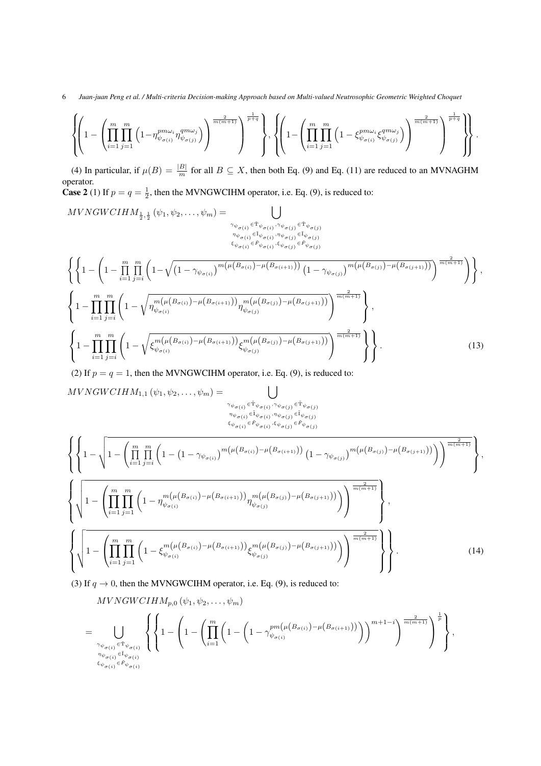$$\left\{\left(1-\left(\prod_{i=1}^{m}\prod_{j=1}^{m}\left(1-\eta_{\psi_{\sigma(i)}}^{pm\omega_i}\eta_{\psi_{\sigma(j)}}^{qm\omega_j}\right)\right)^{\frac{2}{m(m+1)}}\right)^{\frac{1}{p+q}}\right\},\left\{\left(1-\left(\prod_{i=1}^{m}\prod_{j=1}^{m}\left(1-\xi_{\psi_{\sigma(i)}}^{pm\omega_i}\xi_{\psi_{\sigma(j)}}^{qm\omega_j}\right)\right)^{\frac{2}{m(m+1)}}\right)^{\frac{1}{p+q}}\right\}\Bigg\}.$$

(4) In particular, if $\mu(B)=\frac{|B|}{m}$ for all $B\subseteq X$, then both Eq. (9) and Eq. (11) are reduced to an MVNAGHM operator.

**Case 2** (1) If $p=q=\frac{1}{2}$, then the MVNGWCIHM operator, i.e. Eq. (9), is reduced to:

$$MVNGWCIHM_{\frac{1}{2},\frac{1}{2}}\left(\psi_1,\psi_2,\ldots,\psi_m\right)=\bigcup_{\substack{\gamma_{\psi_{\sigma(i)}}\in\tilde{T}_{\psi_{\sigma(i)}},\gamma_{\psi_{\sigma(j)}}\in\tilde{T}_{\psi_{\sigma(j)}}\\ \eta_{\psi_{\sigma(i)}}\in\tilde{I}_{\psi_{\sigma(i)}},\eta_{\psi_{\sigma(j)}}\in\tilde{I}_{\psi_{\sigma(j)}}\\ \xi_{\psi_{\sigma(i)}}\in\tilde{F}_{\psi_{\sigma(i)}},\xi_{\psi_{\sigma(j)}}\in\tilde{F}_{\psi_{\sigma(j)}}}}$$

$$\left\{\left\{1-\left(1-\prod_{i=1}^{m}\prod_{j=i}^{m}\left(1-\sqrt{\left(1-\gamma_{\psi_{\sigma(i)}}\right)^{m\left(\mu\left(B_{\sigma(i)}\right)-\mu\left(B_{\sigma(i+1)}\right)\right)}\left(1-\gamma_{\psi_{\sigma(j)}}\right)^{m\left(\mu\left(B_{\sigma(j)}\right)-\mu\left(B_{\sigma(j+1)}\right)\right)}}\right)^{\frac{2}{m(m+1)}}\right)\right\},\right.$$

$$\left\{1-\prod_{i=1}^{m}\prod_{j=i}^{m}\left(1-\sqrt{\eta_{\psi_{\sigma(i)}}^{m\left(\mu\left(B_{\sigma(i)}\right)-\mu\left(B_{\sigma(i+1)}\right)\right)}\eta_{\psi_{\sigma(j)}}^{m\left(\mu\left(B_{\sigma(j)}\right)-\mu\left(B_{\sigma(j+1)}\right)\right)}}\right)^{\frac{2}{m(m+1)}}\right\},$$

$$\left.\left\{1-\prod_{i=1}^{m}\prod_{j=i}^{m}\left(1-\sqrt{\xi_{\psi_{\sigma(i)}}^{m\left(\mu\left(B_{\sigma(i)}\right)-\mu\left(B_{\sigma(i+1)}\right)\right)}\xi_{\psi_{\sigma(j)}}^{m\left(\mu\left(B_{\sigma(j)}\right)-\mu\left(B_{\sigma(j+1)}\right)\right)}}\right)^{\frac{2}{m(m+1)}}\right\}\right\}. \tag{13}$$

(2) If $p=q=1$, then the MVNGWCIHM operator, i.e. Eq. (9), is reduced to:

$$MVNGWCIHM_{1,1}\left(\psi_1,\psi_2,\ldots,\psi_m\right)=\bigcup_{\substack{\gamma_{\psi_{\sigma(i)}}\in\tilde{T}_{\psi_{\sigma(i)}},\gamma_{\psi_{\sigma(j)}}\in\tilde{T}_{\psi_{\sigma(j)}}\\ \eta_{\psi_{\sigma(i)}}\in\tilde{I}_{\psi_{\sigma(i)}},\eta_{\psi_{\sigma(j)}}\in\tilde{I}_{\psi_{\sigma(j)}}\\ \xi_{\psi_{\sigma(i)}}\in\tilde{F}_{\psi_{\sigma(i)}},\xi_{\psi_{\sigma(j)}}\in\tilde{F}_{\psi_{\sigma(j)}}}}$$

$$\left\{\left\{1-\sqrt{1-\left(\prod_{i=1}^{m}\prod_{j=i}^{m}\left(1-\left(1-\gamma_{\psi_{\sigma(i)}}\right)^{m\left(\mu\left(B_{\sigma(i)}\right)-\mu\left(B_{\sigma(i+1)}\right)\right)}\left(1-\gamma_{\psi_{\sigma(j)}}\right)^{m\left(\mu\left(B_{\sigma(j)}\right)-\mu\left(B_{\sigma(j+1)}\right)\right)}\right)\right)^{\frac{2}{m(m+1)}}}\right\},\right.$$

$$\left\{\sqrt{1-\left(\prod_{i=1}^{m}\prod_{j=1}^{m}\left(1-\eta_{\psi_{\sigma(i)}}^{m\left(\mu\left(B_{\sigma(i)}\right)-\mu\left(B_{\sigma(i+1)}\right)\right)}\eta_{\psi_{\sigma(j)}}^{m\left(\mu\left(B_{\sigma(j)}\right)-\mu\left(B_{\sigma(j+1)}\right)\right)}\right)\right)^{\frac{2}{m(m+1)}}}\right\},$$

$$\left.\left\{\sqrt{1-\left(\prod_{i=1}^{m}\prod_{j=1}^{m}\left(1-\xi_{\psi_{\sigma(i)}}^{m\left(\mu\left(B_{\sigma(i)}\right)-\mu\left(B_{\sigma(i+1)}\right)\right)}\xi_{\psi_{\sigma(j)}}^{m\left(\mu\left(B_{\sigma(j)}\right)-\mu\left(B_{\sigma(j+1)}\right)\right)}\right)\right)^{\frac{2}{m(m+1)}}}\right\}\right\}. \tag{14}$$

(3) If $q\to 0$, then the MVNGWCIHM operator, i.e. Eq. (9), is reduced to:

$$MVNGWCIHM_{p,0}\left(\psi_1,\psi_2,\ldots,\psi_m\right)$$

$$=\bigcup_{\substack{\gamma_{\psi_{\sigma(i)}}\in\tilde{T}_{\psi_{\sigma(i)}}\\ \eta_{\psi_{\sigma(i)}}\in\tilde{I}_{\psi_{\sigma(i)}}\\ \xi_{\psi_{\sigma(i)}}\in\tilde{F}_{\psi_{\sigma(i)}}}}\left\{\left\{1-\left(1-\left(\prod_{i=1}^{m}\left(1-\left(1-\gamma_{\psi_{\sigma(i)}}^{pm\left(\mu\left(B_{\sigma(i)}\right)-\mu\left(B_{\sigma(i+1)}\right)\right)}\right)\right)^{m+1-i}\right)^{\frac{2}{m(m+1)}}\right)^{\frac{1}{p}}\right\},\right.$$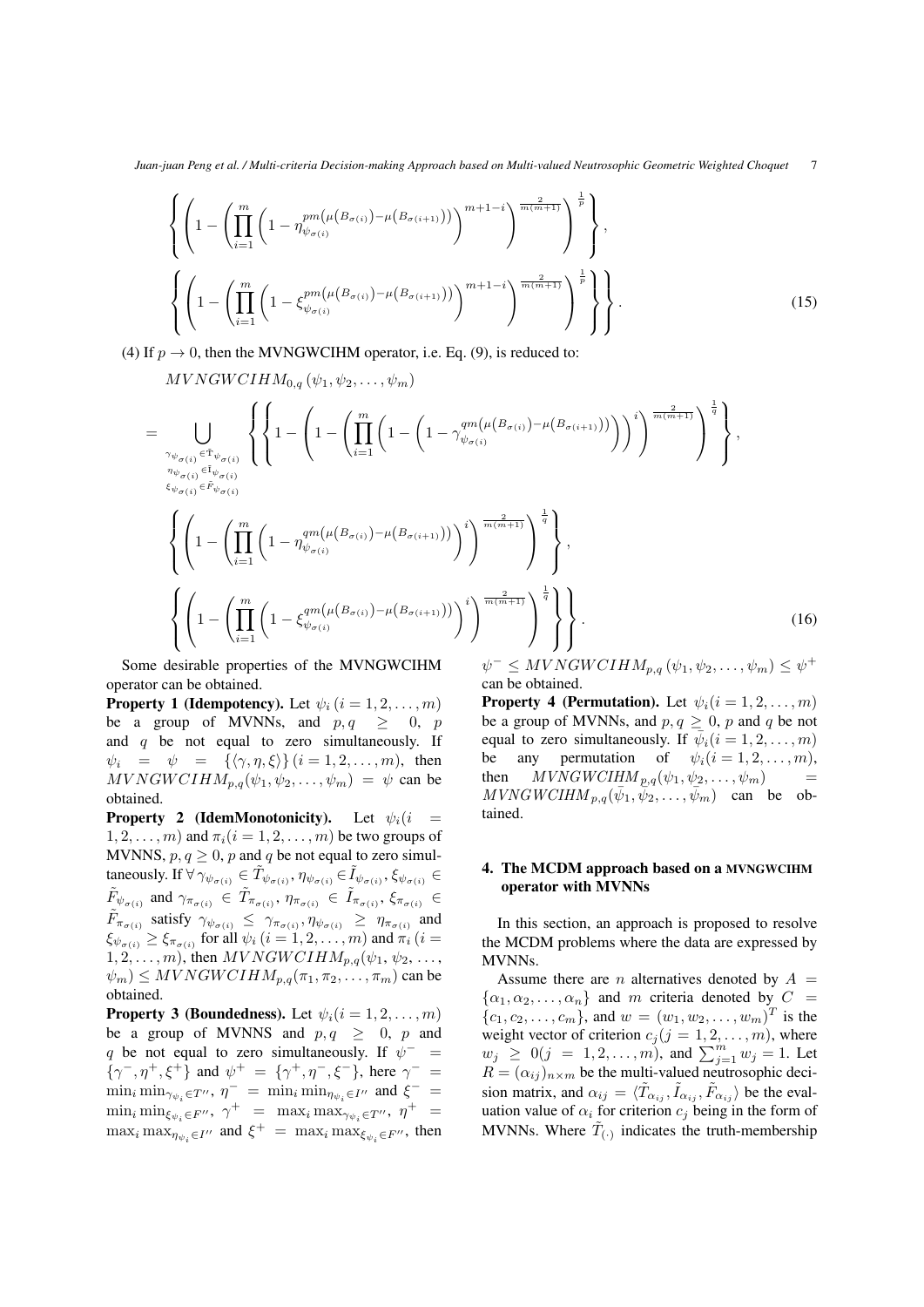$$\left\{ \left( 1 - \left( \prod_{i=1}^{m} \left( 1 - \eta_{\psi_{\sigma(i)}}^{pm\left(\mu\left(B_{\sigma(i)}\right) - \mu\left(B_{\sigma(i+1)}\right)\right)} \right)^{m+1-i} \right)^{\frac{2}{m(m+1)}} \right)^{\frac{1}{p}} \right\},$$

$$\left\{ \left( 1 - \left( \prod_{i=1}^{m} \left( 1 - \xi_{\psi_{\sigma(i)}}^{pm\left(\mu\left(B_{\sigma(i)}\right) - \mu\left(B_{\sigma(i+1)}\right)\right)} \right)^{m+1-i} \right)^{\frac{2}{m(m+1)}} \right)^{\frac{1}{p}} \right\} \Bigg\}. \tag{15}$$

(4) If $p \to 0$, then the MVNGWCIHM operator, i.e. Eq. (9), is reduced to:

$$MVNGWCIHM_{0,q}\left(\psi_1, \psi_2, \ldots, \psi_m\right)$$

$$= \bigcup_{\substack{\gamma_{\psi_{\sigma(i)}} \in \tilde{T}_{\psi_{\sigma(i)}} \\ \eta_{\psi_{\sigma(i)}} \in \tilde{I}_{\psi_{\sigma(i)}} \\ \xi_{\psi_{\sigma(i)}} \in \tilde{F}_{\psi_{\sigma(i)}}}} \left\{ \left\{ 1 - \left( 1 - \left( \prod_{i=1}^{m} \left( 1 - \left( 1 - \gamma_{\psi_{\sigma(i)}}^{qm\left(\mu\left(B_{\sigma(i)}\right) - \mu\left(B_{\sigma(i+1)}\right)\right)} \right) \right)^{i} \right)^{\frac{2}{m(m+1)}} \right)^{\frac{1}{q}} \right\}, \right.$$

$$\left\{ \left( 1 - \left( \prod_{i=1}^{m} \left( 1 - \eta_{\psi_{\sigma(i)}}^{qm\left(\mu\left(B_{\sigma(i)}\right) - \mu\left(B_{\sigma(i+1)}\right)\right)} \right)^{i} \right)^{\frac{2}{m(m+1)}} \right)^{\frac{1}{q}} \right\},$$

$$\left\{ \left( 1 - \left( \prod_{i=1}^{m} \left( 1 - \xi_{\psi_{\sigma(i)}}^{qm\left(\mu\left(B_{\sigma(i)}\right) - \mu\left(B_{\sigma(i+1)}\right)\right)} \right)^{i} \right)^{\frac{2}{m(m+1)}} \right)^{\frac{1}{q}} \right\} \Bigg\}. \tag{16}$$

Some desirable properties of the MVNGWCIHM operator can be obtained.

**Property 1 (Idempotency).** Let $\psi_i\,(i = 1, 2, \ldots, m)$ be a group of MVNNs, and $p, q \geq 0$, $p$ and $q$ be not equal to zero simultaneously. If $\psi_i = \psi = \{\langle \gamma, \eta, \xi \rangle\}\,(i = 1, 2, \ldots, m)$, then $MVNGWCIHM_{p,q}(\psi_1, \psi_2, \ldots, \psi_m) = \psi$ can be obtained.

**Property 2 (IdemMonotonicity).** Let $\psi_i(i = 1, 2, \ldots, m)$ and $\pi_i(i = 1, 2, \ldots, m)$ be two groups of MVNNS, $p, q \geq 0$, $p$ and $q$ be not equal to zero simultaneously. If $\forall\, \gamma_{\psi_{\sigma(i)}} \in \tilde{T}_{\psi_{\sigma(i)}}, \eta_{\psi_{\sigma(i)}} \in \tilde{I}_{\psi_{\sigma(i)}}, \xi_{\psi_{\sigma(i)}} \in \tilde{F}_{\psi_{\sigma(i)}}$ and $\gamma_{\pi_{\sigma(i)}} \in \tilde{T}_{\pi_{\sigma(i)}}$, $\eta_{\pi_{\sigma(i)}} \in \tilde{I}_{\pi_{\sigma(i)}}$, $\xi_{\pi_{\sigma(i)}} \in \tilde{F}_{\pi_{\sigma(i)}}$ satisfy $\gamma_{\psi_{\sigma(i)}} \leq \gamma_{\pi_{\sigma(i)}}, \eta_{\psi_{\sigma(i)}} \geq \eta_{\pi_{\sigma(i)}}$ and $\xi_{\psi_{\sigma(i)}} \geq \xi_{\pi_{\sigma(i)}}$ for all $\psi_i\,(i = 1, 2, \ldots, m)$ and $\pi_i\,(i = 1, 2, \ldots, m)$, then $MVNGWCIHM_{p,q}(\psi_1, \psi_2, \ldots, \psi_m) \leq MVNGWCIHM_{p,q}(\pi_1, \pi_2, \ldots, \pi_m)$ can be obtained.

**Property 3 (Boundedness).** Let $\psi_i(i = 1, 2, \ldots, m)$ be a group of MVNNS and $p, q \geq 0$, $p$ and $q$ be not equal to zero simultaneously. If $\psi^- = \{\gamma^-, \eta^+, \xi^+\}$ and $\psi^+ = \{\gamma^+, \eta^-, \xi^-\}$, here $\gamma^- = \min_i \min_{\gamma_{\psi_i} \in T''}$, $\eta^- = \min_i \min_{\eta_{\psi_i} \in I''}$ and $\xi^- = \min_i \min_{\xi_{\psi_i} \in F''}$, $\gamma^+ = \max_i \max_{\gamma_{\psi_i} \in T''}$, $\eta^+ = \max_i \max_{\eta_{\psi_i} \in I''}$ and $\xi^+ = \max_i \max_{\xi_{\psi_i} \in F''}$, then $\psi^- \leq MVNGWCIHM_{p,q}\left(\psi_1, \psi_2, \ldots, \psi_m\right) \leq \psi^+$ can be obtained.

**Property 4 (Permutation).** Let $\psi_i(i = 1, 2, \ldots, m)$ be a group of MVNNs, and $p, q \geq 0$, $p$ and $q$ be not equal to zero simultaneously. If $\bar{\psi}_i(i = 1, 2, \ldots, m)$ be any permutation of $\psi_i(i = 1, 2, \ldots, m)$, then $MVNGWCIHM_{p,q}(\psi_1, \psi_2, \ldots, \psi_m) = MVNGWCIHM_{p,q}(\bar{\psi}_1, \bar{\psi}_2, \ldots, \bar{\psi}_m)$ can be obtained.

## 4. The MCDM approach based on a MVNGWCIHM operator with MVNNs

In this section, an approach is proposed to resolve the MCDM problems where the data are expressed by MVNNs.

Assume there are $n$ alternatives denoted by $A = \{\alpha_1, \alpha_2, \ldots, \alpha_n\}$ and $m$ criteria denoted by $C = \{c_1, c_2, \ldots, c_m\}$, and $w = (w_1, w_2, \ldots, w_m)^T$ is the weight vector of criterion $c_j(j = 1, 2, \ldots, m)$, where $w_j \geq 0(j = 1, 2, \ldots, m)$, and $\sum_{j=1}^{m} w_j = 1$. Let $R = (\alpha_{ij})_{n \times m}$ be the multi-valued neutrosophic decision matrix, and $\alpha_{ij} = \langle \tilde{T}_{\alpha_{ij}}, \tilde{I}_{\alpha_{ij}}, \tilde{F}_{\alpha_{ij}} \rangle$ be the evaluation value of $\alpha_i$ for criterion $c_j$ being in the form of MVNNs. Where $\tilde{T}_{(\cdot)}$ indicates the truth-membership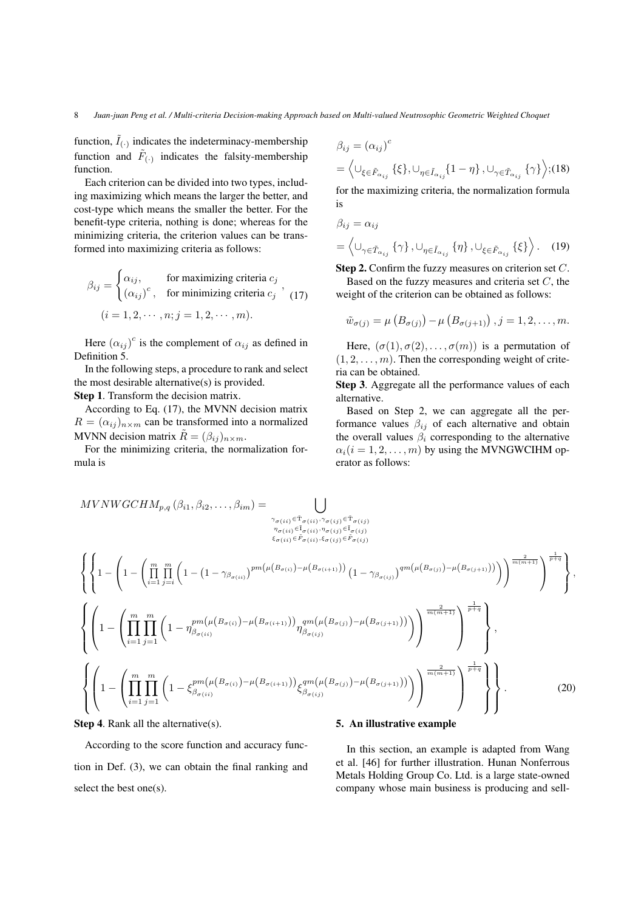function, $\tilde{I}_{(\cdot)}$ indicates the indeterminacy-membership function and $\tilde{F}_{(\cdot)}$ indicates the falsity-membership function.

Each criterion can be divided into two types, including maximizing which means the larger the better, and cost-type which means the smaller the better. For the benefit-type criteria, nothing is done; whereas for the minimizing criteria, the criterion values can be transformed into maximizing criteria as follows:

$$\beta_{ij} = \begin{cases} \alpha_{ij}, & \text{for maximizing criteria } c_j \\ (\alpha_{ij})^c, & \text{for minimizing criteria } c_j \end{cases}, \tag{17}$$
$$(i = 1, 2, \cdots, n; j = 1, 2, \cdots, m).$$

Here $(\alpha_{ij})^c$ is the complement of $\alpha_{ij}$ as defined in Definition 5.

In the following steps, a procedure to rank and select the most desirable alternative(s) is provided.

**Step 1**. Transform the decision matrix.

According to Eq. (17), the MVNN decision matrix $R = (\alpha_{ij})_{n\times m}$ can be transformed into a normalized MVNN decision matrix $\tilde{R} = (\beta_{ij})_{n\times m}$.

For the minimizing criteria, the normalization formula is

$$\beta_{ij} = (\alpha_{ij})^c$$
$$= \left\langle \cup_{\xi\in\tilde{F}_{\alpha_{ij}}} \{\xi\}, \cup_{\eta\in\tilde{I}_{\alpha_{ij}}}\{1-\eta\}, \cup_{\gamma\in\tilde{T}_{\alpha_{ij}}} \{\gamma\} \right\rangle; \tag{18}$$

for the maximizing criteria, the normalization formula is

$$\beta_{ij} = \alpha_{ij}$$
$$= \left\langle \cup_{\gamma\in\tilde{T}_{\alpha_{ij}}} \{\gamma\}, \cup_{\eta\in\tilde{I}_{\alpha_{ij}}} \{\eta\}, \cup_{\xi\in\tilde{F}_{\alpha_{ij}}} \{\xi\} \right\rangle. \tag{19}$$

**Step 2.** Confirm the fuzzy measures on criterion set $C$.

Based on the fuzzy measures and criteria set $C$, the weight of the criterion can be obtained as follows:

$$\tilde{w}_{\sigma(j)} = \mu\left(B_{\sigma(j)}\right) - \mu\left(B_{\sigma(j+1)}\right), j = 1, 2, \ldots, m.$$

Here, $(\sigma(1), \sigma(2), \ldots, \sigma(m))$ is a permutation of $(1, 2, \ldots, m)$. Then the corresponding weight of criteria can be obtained.

**Step 3**. Aggregate all the performance values of each alternative.

Based on Step 2, we can aggregate all the performance values $\beta_{ij}$ of each alternative and obtain the overall values $\beta_i$ corresponding to the alternative $\alpha_i (i = 1, 2, \ldots, m)$ by using the MVNGWCIHM operator as follows:

$$MVNWGCHM_{p,q}\left(\beta_{i1}, \beta_{i2}, \ldots, \beta_{im}\right) = \bigcup_{\substack{\gamma_{\sigma(ii)}\in\tilde{T}_{\sigma(ii)}, \gamma_{\sigma(ij)}\in\tilde{T}_{\sigma(ij)} \\ \eta_{\sigma(ii)}\in\tilde{I}_{\sigma(ii)}, \eta_{\sigma(ij)}\in\tilde{I}_{\sigma(ij)} \\ \xi_{\sigma(ii)}\in\tilde{F}_{\sigma(ii)}, \xi_{\sigma(ij)}\in\tilde{F}_{\sigma(ij)}}}$$
$$\left\{ \left\{ 1 - \left( 1 - \left( \prod_{i=1}^{m}\prod_{j=i}^{m} \left( 1 - \left(1-\gamma_{\beta_{\sigma(ii)}}\right)^{pm\left(\mu\left(B_{\sigma(i)}\right)-\mu\left(B_{\sigma(i+1)}\right)\right)} \left(1-\gamma_{\beta_{\sigma(ij)}}\right)^{qm\left(\mu\left(B_{\sigma(j)}\right)-\mu\left(B_{\sigma(j+1)}\right)\right)} \right) \right)^{\frac{2}{m(m+1)}} \right)^{\frac{1}{p+q}} \right\}, \right.$$
$$\left\{ \left( 1 - \left( \prod_{i=1}^{m}\prod_{j=1}^{m} \left( 1 - \eta_{\beta_{\sigma(ii)}}^{pm\left(\mu\left(B_{\sigma(i)}\right)-\mu\left(B_{\sigma(i+1)}\right)\right)} \eta_{\beta_{\sigma(ij)}}^{qm\left(\mu\left(B_{\sigma(j)}\right)-\mu\left(B_{\sigma(j+1)}\right)\right)} \right) \right)^{\frac{2}{m(m+1)}} \right)^{\frac{1}{p+q}} \right\},$$
$$\left. \left\{ \left( 1 - \left( \prod_{i=1}^{m}\prod_{j=1}^{m} \left( 1 - \xi_{\beta_{\sigma(ii)}}^{pm\left(\mu\left(B_{\sigma(i)}\right)-\mu\left(B_{\sigma(i+1)}\right)\right)} \xi_{\beta_{\sigma(ij)}}^{qm\left(\mu\left(B_{\sigma(j)}\right)-\mu\left(B_{\sigma(j+1)}\right)\right)} \right) \right)^{\frac{2}{m(m+1)}} \right)^{\frac{1}{p+q}} \right\} \right\}. \tag{20}$$

**Step 4**. Rank all the alternative(s).

According to the score function and accuracy function in Def. (3), we can obtain the final ranking and select the best one(s).

## 5. An illustrative example

In this section, an example is adapted from Wang et al. [46] for further illustration. Hunan Nonferrous Metals Holding Group Co. Ltd. is a large state-owned company whose main business is producing and sell-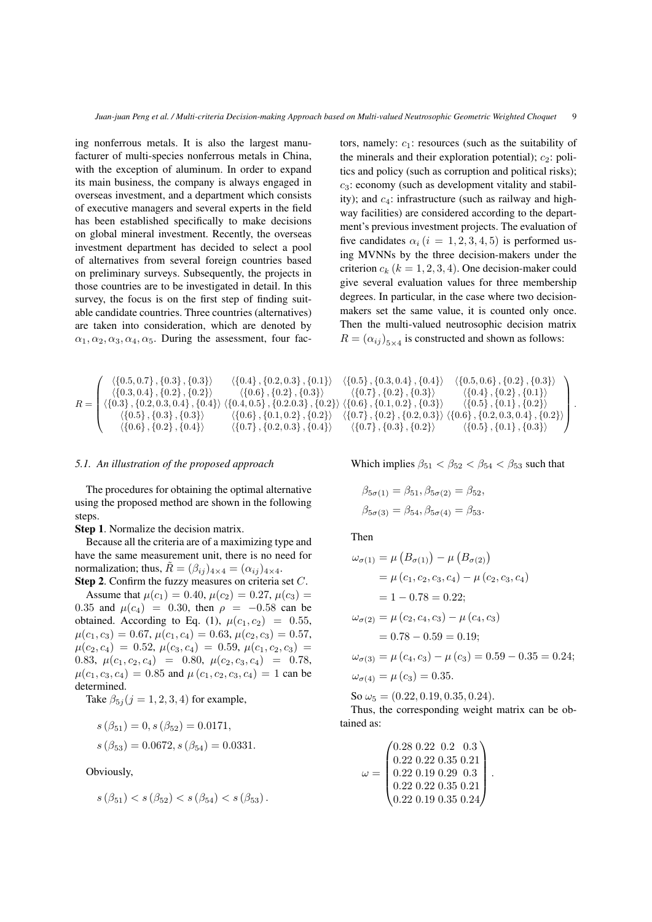ing nonferrous metals. It is also the largest manufacturer of multi-species nonferrous metals in China, with the exception of aluminum. In order to expand its main business, the company is always engaged in overseas investment, and a department which consists of executive managers and several experts in the field has been established specifically to make decisions on global mineral investment. Recently, the overseas investment department has decided to select a pool of alternatives from several foreign countries based on preliminary surveys. Subsequently, the projects in those countries are to be investigated in detail. In this survey, the focus is on the first step of finding suitable candidate countries. Three countries (alternatives) are taken into consideration, which are denoted by $\alpha_1, \alpha_2, \alpha_3, \alpha_4, \alpha_5$. During the assessment, four factors, namely: $c_1$: resources (such as the suitability of the minerals and their exploration potential); $c_2$: politics and policy (such as corruption and political risks); $c_3$: economy (such as development vitality and stability); and $c_4$: infrastructure (such as railway and highway facilities) are considered according to the department's previous investment projects. The evaluation of five candidates $\alpha_i\,(i = 1, 2, 3, 4, 5)$ is performed using MVNNs by the three decision-makers under the criterion $c_k\,(k = 1, 2, 3, 4)$. One decision-maker could give several evaluation values for three membership degrees. In particular, in the case where two decision-makers set the same value, it is counted only once. Then the multi-valued neutrosophic decision matrix $R = (\alpha_{ij})_{5\times 4}$ is constructed and shown as follows:

$$R = \begin{pmatrix} \langle\{0.5, 0.7\}, \{0.3\}, \{0.3\}\rangle & \langle\{0.4\}, \{0.2, 0.3\}, \{0.1\}\rangle & \langle\{0.5\}, \{0.3, 0.4\}, \{0.4\}\rangle & \langle\{0.5, 0.6\}, \{0.2\}, \{0.3\}\rangle \\ \langle\{0.3, 0.4\}, \{0.2\}, \{0.2\}\rangle & \langle\{0.6\}, \{0.2\}, \{0.3\}\rangle & \langle\{0.7\}, \{0.2\}, \{0.3\}\rangle & \langle\{0.4\}, \{0.2\}, \{0.1\}\rangle \\ \langle\{0.3\}, \{0.2, 0.3, 0.4\}, \{0.4\}\rangle & \langle\{0.4, 0.5\}, \{0.2.0.3\}, \{0.2\}\rangle & \langle\{0.6\}, \{0.1, 0.2\}, \{0.3\}\rangle & \langle\{0.5\}, \{0.1\}, \{0.2\}\rangle \\ \langle\{0.5\}, \{0.3\}, \{0.3\}\rangle & \langle\{0.6\}, \{0.1, 0.2\}, \{0.2\}\rangle & \langle\{0.7\}, \{0.2\}, \{0.2, 0.3\}\rangle & \langle\{0.6\}, \{0.2, 0.3, 0.4\}, \{0.2\}\rangle \\ \langle\{0.6\}, \{0.2\}, \{0.4\}\rangle & \langle\{0.7\}, \{0.2, 0.3\}, \{0.4\}\rangle & \langle\{0.7\}, \{0.3\}, \{0.2\}\rangle & \langle\{0.5\}, \{0.1\}, \{0.3\}\rangle \end{pmatrix}.$$

### 5.1. An illustration of the proposed approach

The procedures for obtaining the optimal alternative using the proposed method are shown in the following steps.

**Step 1**. Normalize the decision matrix.

Because all the criteria are of a maximizing type and have the same measurement unit, there is no need for normalization; thus, $\tilde{R} = (\beta_{ij})_{4\times 4} = (\alpha_{ij})_{4\times 4}$.

**Step 2**. Confirm the fuzzy measures on criteria set $C$.

Assume that $\mu(c_1) = 0.40$, $\mu(c_2) = 0.27$, $\mu(c_3) = 0.35$ and $\mu(c_4) = 0.30$, then $\rho = -0.58$ can be obtained. According to Eq. (1), $\mu(c_1, c_2) = 0.55$, $\mu(c_1, c_3) = 0.67$, $\mu(c_1, c_4) = 0.63$, $\mu(c_2, c_3) = 0.57$, $\mu(c_2, c_4) = 0.52$, $\mu(c_3, c_4) = 0.59$, $\mu(c_1, c_2, c_3) = 0.83$, $\mu(c_1, c_2, c_4) = 0.80$, $\mu(c_2, c_3, c_4) = 0.78$, $\mu(c_1, c_3, c_4) = 0.85$ and $\mu(c_1, c_2, c_3, c_4) = 1$ can be determined.

Take $\beta_{5j} (j = 1, 2, 3, 4)$ for example,

$$s(\beta_{51}) = 0, s(\beta_{52}) = 0.0171,$$
$$s(\beta_{53}) = 0.0672, s(\beta_{54}) = 0.0331.$$

Obviously,

$$s(\beta_{51}) < s(\beta_{52}) < s(\beta_{54}) < s(\beta_{53}).$$

Which implies $\beta_{51} < \beta_{52} < \beta_{54} < \beta_{53}$ such that

$$\beta_{5\sigma(1)} = \beta_{51}, \beta_{5\sigma(2)} = \beta_{52},$$
$$\beta_{5\sigma(3)} = \beta_{54}, \beta_{5\sigma(4)} = \beta_{53}.$$

Then

$$\begin{aligned} \omega_{\sigma(1)} &= \mu\left(B_{\sigma(1)}\right) - \mu\left(B_{\sigma(2)}\right) \\ &= \mu(c_1, c_2, c_3, c_4) - \mu(c_2, c_3, c_4) \\ &= 1 - 0.78 = 0.22; \\ \omega_{\sigma(2)} &= \mu(c_2, c_4, c_3) - \mu(c_4, c_3) \\ &= 0.78 - 0.59 = 0.19; \\ \omega_{\sigma(3)} &= \mu(c_4, c_3) - \mu(c_3) = 0.59 - 0.35 = 0.24; \\ \omega_{\sigma(4)} &= \mu(c_3) = 0.35. \end{aligned}$$

So $\omega_5 = (0.22, 0.19, 0.35, 0.24)$.

Thus, the corresponding weight matrix can be obtained as:

$$\omega = \begin{pmatrix} 0.28 & 0.22 & 0.2 & 0.3 \\ 0.22 & 0.22 & 0.35 & 0.21 \\ 0.22 & 0.19 & 0.29 & 0.3 \\ 0.22 & 0.22 & 0.35 & 0.21 \\ 0.22 & 0.19 & 0.35 & 0.24 \end{pmatrix}.$$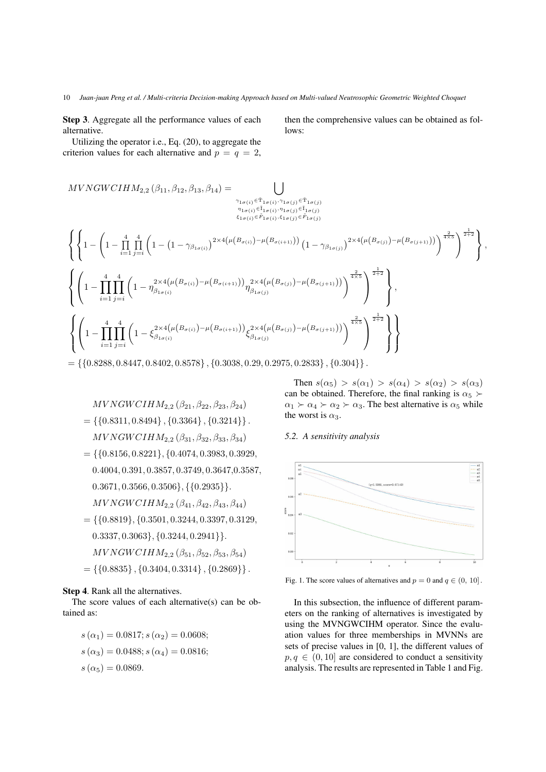**Step 3**. Aggregate all the performance values of each alternative.

Utilizing the operator i.e., Eq. (20), to aggregate the criterion values for each alternative and $p = q = 2$, then the comprehensive values can be obtained as follows:

$$
MVNGWCIHM_{2,2}(\beta_{11},\beta_{12},\beta_{13},\beta_{14}) = \bigcup_{\substack{\gamma_{1\sigma(i)}\in \tilde{T}_{1\sigma(i)},\gamma_{1\sigma(j)}\in \tilde{T}_{1\sigma(j)} \\ \eta_{1\sigma(i)}\in \tilde{I}_{1\sigma(i)},\eta_{1\sigma(j)}\in \tilde{I}_{1\sigma(j)} \\ \xi_{1\sigma(i)}\in \tilde{F}_{1\sigma(i)},\xi_{1\sigma(j)}\in \tilde{F}_{1\sigma(j)}}}
$$

$$
\left\{\left\{1-\left(1-\prod_{i=1}^{4}\prod_{j=i}^{4}\left(1-\left(1-\gamma_{\beta_{1\sigma(i)}}\right)^{2\times 4\left(\mu\left(B_{\sigma(i)}\right)-\mu\left(B_{\sigma(i+1)}\right)\right)}\left(1-\gamma_{\beta_{1\sigma(j)}}\right)^{2\times 4\left(\mu\left(B_{\sigma(j)}\right)-\mu\left(B_{\sigma(j+1)}\right)\right)}\right)^{\frac{2}{4\times 5}}\right)^{\frac{1}{2+2}}\right\},\right.
$$

$$
\left\{\left(1-\prod_{i=1}^{4}\prod_{j=i}^{4}\left(1-\eta_{\beta_{1\sigma(i)}}^{2\times 4\left(\mu\left(B_{\sigma(i)}\right)-\mu\left(B_{\sigma(i+1)}\right)\right)}\eta_{\beta_{1\sigma(j)}}^{2\times 4\left(\mu\left(B_{\sigma(j)}\right)-\mu\left(B_{\sigma(j+1)}\right)\right)}\right)^{\frac{2}{4\times 5}}\right)^{\frac{1}{2+2}}\right\},
$$

$$
\left.\left\{\left(1-\prod_{i=1}^{4}\prod_{j=i}^{4}\left(1-\xi_{\beta_{1\sigma(i)}}^{2\times 4\left(\mu\left(B_{\sigma(i)}\right)-\mu\left(B_{\sigma(i+1)}\right)\right)}\xi_{\beta_{1\sigma(j)}}^{2\times 4\left(\mu\left(B_{\sigma(j)}\right)-\mu\left(B_{\sigma(j+1)}\right)\right)}\right)^{\frac{2}{4\times 5}}\right)^{\frac{1}{2+2}}\right\}\right\}
$$

$$
= \{\{0.8288, 0.8447, 0.8402, 0.8578\}, \{0.3038, 0.29, 0.2975, 0.2833\}, \{0.304\}\}.
$$

$$
\begin{aligned}
& MVNGWCIHM_{2,2}(\beta_{21},\beta_{22},\beta_{23},\beta_{24}) \\
&= \{\{0.8311, 0.8494\}, \{0.3364\}, \{0.3214\}\}. \\
& MVNGWCIHM_{2,2}(\beta_{31},\beta_{32},\beta_{33},\beta_{34}) \\
&= \{\{0.8156, 0.8221\}, \{0.4074, 0.3983, 0.3929, \\
&\quad 0.4004, 0.391, 0.3857, 0.3749, 0.3647, 0.3587, \\
&\quad 0.3671, 0.3566, 0.3506\}, \{\{0.2935\}\}. \\
& MVNGWCIHM_{2,2}(\beta_{41},\beta_{42},\beta_{43},\beta_{44}) \\
&= \{\{0.8819\}, \{0.3501, 0.3244, 0.3397, 0.3129, \\
&\quad 0.3337, 0.3063\}, \{0.3244, 0.2941\}\}. \\
& MVNGWCIHM_{2,2}(\beta_{51},\beta_{52},\beta_{53},\beta_{54}) \\
&= \{\{0.8835\}, \{0.3404, 0.3314\}, \{0.2869\}\}.
\end{aligned}
$$

**Step 4**. Rank all the alternatives.

The score values of each alternative(s) can be obtained as:

$$
\begin{aligned}
& s(\alpha_1) = 0.0817; s(\alpha_2) = 0.0608; \\
& s(\alpha_3) = 0.0488; s(\alpha_4) = 0.0816; \\
& s(\alpha_5) = 0.0869.
\end{aligned}
$$

Then $s(\alpha_5) > s(\alpha_1) > s(\alpha_4) > s(\alpha_2) > s(\alpha_3)$ can be obtained. Therefore, the final ranking is $\alpha_5 \succ \alpha_1 \succ \alpha_4 \succ \alpha_2 \succ \alpha_3$. The best alternative is $\alpha_5$ while the worst is $\alpha_3$.

### 5.2. A sensitivity analysis

Fig. 1. The score values of alternatives and $p = 0$ and $q \in (0, 10]$.

In this subsection, the influence of different parameters on the ranking of alternatives is investigated by using the MVNGWCIHM operator. Since the evaluation values for three memberships in MVNNs are sets of precise values in [0, 1], the different values of $p, q \in (0, 10]$ are considered to conduct a sensitivity analysis. The results are represented in Table 1 and Fig.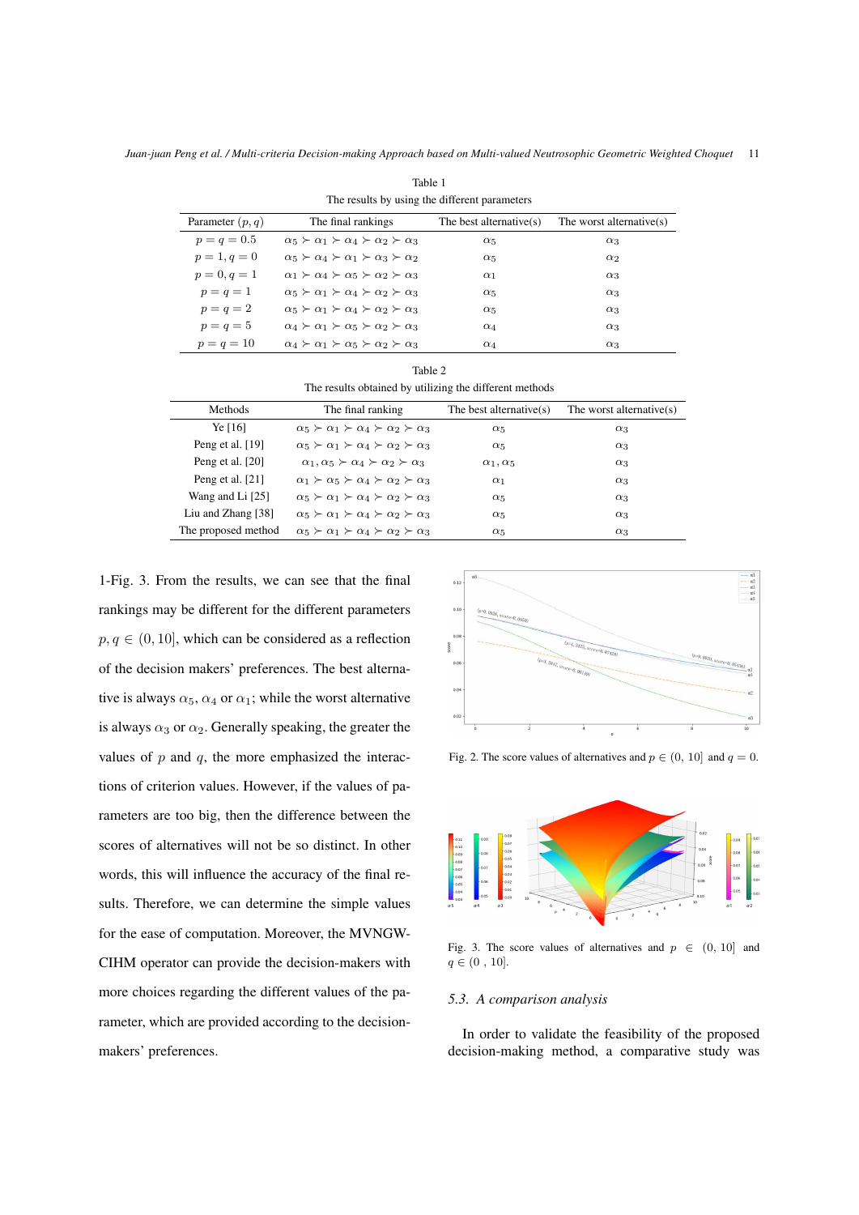Table 1

The results by using the different parameters

| Parameter $(p, q)$ | The final rankings | The best alternative(s) | The worst alternative(s) |
|---|---|---|---|
| $p = q = 0.5$ | $\alpha_5 \succ \alpha_1 \succ \alpha_4 \succ \alpha_2 \succ \alpha_3$ | $\alpha_5$ | $\alpha_3$ |
| $p = 1, q = 0$ | $\alpha_5 \succ \alpha_4 \succ \alpha_1 \succ \alpha_3 \succ \alpha_2$ | $\alpha_5$ | $\alpha_2$ |
| $p = 0, q = 1$ | $\alpha_1 \succ \alpha_4 \succ \alpha_5 \succ \alpha_2 \succ \alpha_3$ | $\alpha_1$ | $\alpha_3$ |
| $p = q = 1$ | $\alpha_5 \succ \alpha_1 \succ \alpha_4 \succ \alpha_2 \succ \alpha_3$ | $\alpha_5$ | $\alpha_3$ |
| $p = q = 2$ | $\alpha_5 \succ \alpha_1 \succ \alpha_4 \succ \alpha_2 \succ \alpha_3$ | $\alpha_5$ | $\alpha_3$ |
| $p = q = 5$ | $\alpha_4 \succ \alpha_1 \succ \alpha_5 \succ \alpha_2 \succ \alpha_3$ | $\alpha_4$ | $\alpha_3$ |
| $p = q = 10$ | $\alpha_4 \succ \alpha_1 \succ \alpha_5 \succ \alpha_2 \succ \alpha_3$ | $\alpha_4$ | $\alpha_3$ |

Table 2

The results obtained by utilizing the different methods

| Methods | The final ranking | The best alternative(s) | The worst alternative(s) |
|---|---|---|---|
| Ye [16] | $\alpha_5 \succ \alpha_1 \succ \alpha_4 \succ \alpha_2 \succ \alpha_3$ | $\alpha_5$ | $\alpha_3$ |
| Peng et al. [19] | $\alpha_5 \succ \alpha_1 \succ \alpha_4 \succ \alpha_2 \succ \alpha_3$ | $\alpha_5$ | $\alpha_3$ |
| Peng et al. [20] | $\alpha_1, \alpha_5 \succ \alpha_4 \succ \alpha_2 \succ \alpha_3$ | $\alpha_1, \alpha_5$ | $\alpha_3$ |
| Peng et al. [21] | $\alpha_1 \succ \alpha_5 \succ \alpha_4 \succ \alpha_2 \succ \alpha_3$ | $\alpha_1$ | $\alpha_3$ |
| Wang and Li [25] | $\alpha_5 \succ \alpha_1 \succ \alpha_4 \succ \alpha_2 \succ \alpha_3$ | $\alpha_5$ | $\alpha_3$ |
| Liu and Zhang [38] | $\alpha_5 \succ \alpha_1 \succ \alpha_4 \succ \alpha_2 \succ \alpha_3$ | $\alpha_5$ | $\alpha_3$ |
| The proposed method | $\alpha_5 \succ \alpha_1 \succ \alpha_4 \succ \alpha_2 \succ \alpha_3$ | $\alpha_5$ | $\alpha_3$ |

1-Fig. 3. From the results, we can see that the final rankings may be different for the different parameters $p, q \in (0, 10]$, which can be considered as a reflection of the decision makers' preferences. The best alternative is always $\alpha_5$, $\alpha_4$ or $\alpha_1$; while the worst alternative is always $\alpha_3$ or $\alpha_2$. Generally speaking, the greater the values of $p$ and $q$, the more emphasized the interactions of criterion values. However, if the values of parameters are too big, then the difference between the scores of alternatives will not be so distinct. In other words, this will influence the accuracy of the final results. Therefore, we can determine the simple values for the ease of computation. Moreover, the MVNGWCIHM operator can provide the decision-makers with more choices regarding the different values of the parameter, which are provided according to the decision-makers' preferences.

Fig. 2. The score values of alternatives and $p \in (0, 10]$ and $q = 0$.

Fig. 3. The score values of alternatives and $p \in (0, 10]$ and $q \in (0, 10]$.

### 5.3. A comparison analysis

In order to validate the feasibility of the proposed decision-making method, a comparative study was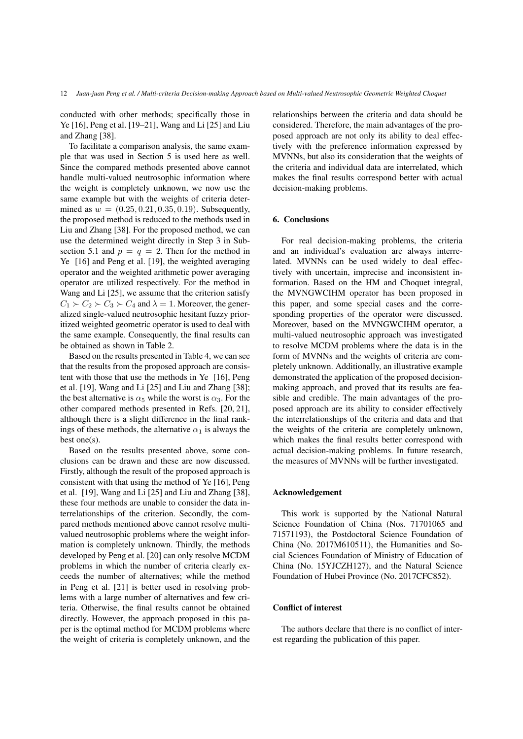conducted with other methods; specifically those in Ye [16], Peng et al. [19–21], Wang and Li [25] and Liu and Zhang [38].

To facilitate a comparison analysis, the same example that was used in Section 5 is used here as well. Since the compared methods presented above cannot handle multi-valued neutrosophic information where the weight is completely unknown, we now use the same example but with the weights of criteria determined as $w = (0.25, 0.21, 0.35, 0.19)$. Subsequently, the proposed method is reduced to the methods used in Liu and Zhang [38]. For the proposed method, we can use the determined weight directly in Step 3 in Subsection 5.1 and $p = q = 2$. Then for the method in Ye [16] and Peng et al. [19], the weighted averaging operator and the weighted arithmetic power averaging operator are utilized respectively. For the method in Wang and Li [25], we assume that the criterion satisfy $C_1 \succ C_2 \succ C_3 \succ C_4$ and $\lambda = 1$. Moreover, the generalized single-valued neutrosophic hesitant fuzzy prioritized weighted geometric operator is used to deal with the same example. Consequently, the final results can be obtained as shown in Table 2.

Based on the results presented in Table 4, we can see that the results from the proposed approach are consistent with those that use the methods in Ye [16], Peng et al. [19], Wang and Li [25] and Liu and Zhang [38]; the best alternative is $\alpha_5$ while the worst is $\alpha_3$. For the other compared methods presented in Refs. [20, 21], although there is a slight difference in the final rankings of these methods, the alternative $\alpha_1$ is always the best one(s).

Based on the results presented above, some conclusions can be drawn and these are now discussed. Firstly, although the result of the proposed approach is consistent with that using the method of Ye [16], Peng et al. [19], Wang and Li [25] and Liu and Zhang [38], these four methods are unable to consider the data interrelationships of the criterion. Secondly, the compared methods mentioned above cannot resolve multi-valued neutrosophic problems where the weight information is completely unknown. Thirdly, the methods developed by Peng et al. [20] can only resolve MCDM problems in which the number of criteria clearly exceeds the number of alternatives; while the method in Peng et al. [21] is better used in resolving problems with a large number of alternatives and few criteria. Otherwise, the final results cannot be obtained directly. However, the approach proposed in this paper is the optimal method for MCDM problems where the weight of criteria is completely unknown, and the relationships between the criteria and data should be considered. Therefore, the main advantages of the proposed approach are not only its ability to deal effectively with the preference information expressed by MVNNs, but also its consideration that the weights of the criteria and individual data are interrelated, which makes the final results correspond better with actual decision-making problems.

## 6. Conclusions

For real decision-making problems, the criteria and an individual's evaluation are always interrelated. MVNNs can be used widely to deal effectively with uncertain, imprecise and inconsistent information. Based on the HM and Choquet integral, the MVNGWCIHM operator has been proposed in this paper, and some special cases and the corresponding properties of the operator were discussed. Moreover, based on the MVNGWCIHM operator, a multi-valued neutrosophic approach was investigated to resolve MCDM problems where the data is in the form of MVNNs and the weights of criteria are completely unknown. Additionally, an illustrative example demonstrated the application of the proposed decision-making approach, and proved that its results are feasible and credible. The main advantages of the proposed approach are its ability to consider effectively the interrelationships of the criteria and data and that the weights of the criteria are completely unknown, which makes the final results better correspond with actual decision-making problems. In future research, the measures of MVNNs will be further investigated.

## Acknowledgement

This work is supported by the National Natural Science Foundation of China (Nos. 71701065 and 71571193), the Postdoctoral Science Foundation of China (No. 2017M610511), the Humanities and Social Sciences Foundation of Ministry of Education of China (No. 15YJCZH127), and the Natural Science Foundation of Hubei Province (No. 2017CFC852).

## Conflict of interest

The authors declare that there is no conflict of interest regarding the publication of this paper.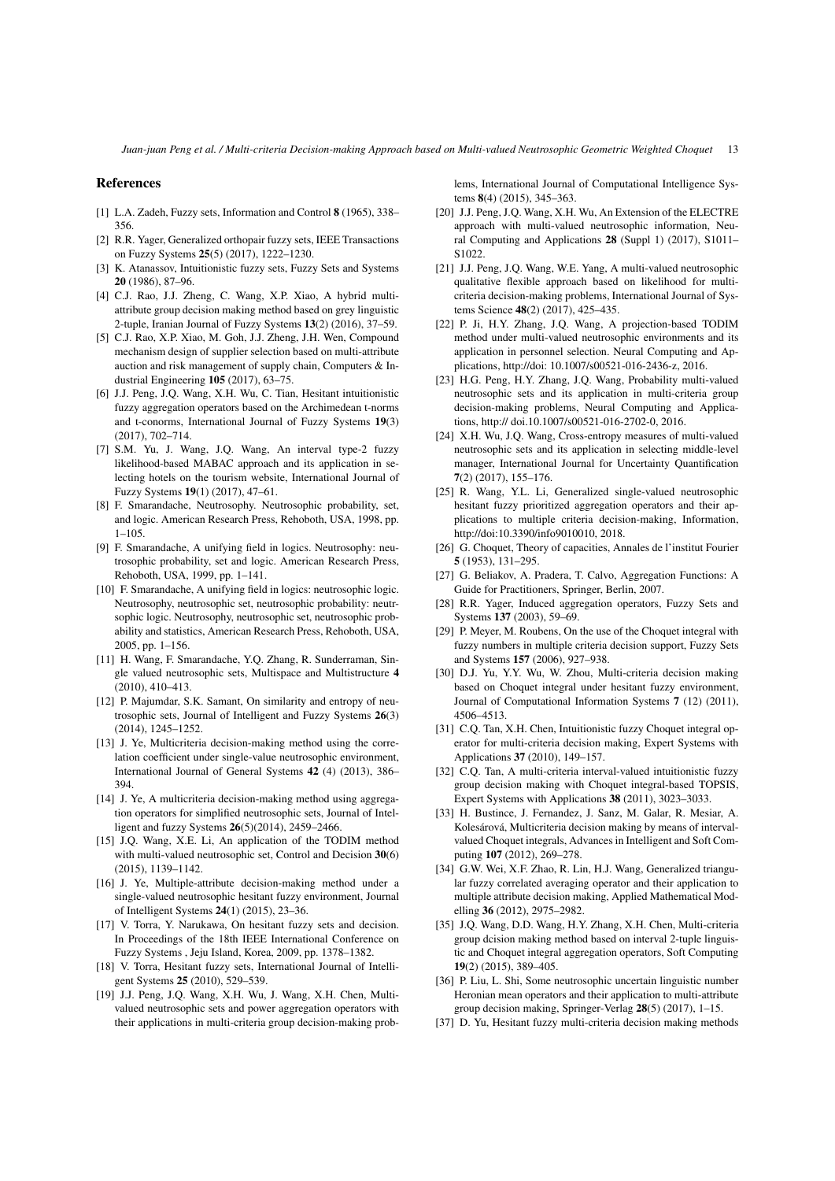## References

[1] L.A. Zadeh, Fuzzy sets, Information and Control **8** (1965), 338–356.

[2] R.R. Yager, Generalized orthopair fuzzy sets, IEEE Transactions on Fuzzy Systems **25**(5) (2017), 1222–1230.

[3] K. Atanassov, Intuitionistic fuzzy sets, Fuzzy Sets and Systems **20** (1986), 87–96.

[4] C.J. Rao, J.J. Zheng, C. Wang, X.P. Xiao, A hybrid multi-attribute group decision making method based on grey linguistic 2-tuple, Iranian Journal of Fuzzy Systems **13**(2) (2016), 37–59.

[5] C.J. Rao, X.P. Xiao, M. Goh, J.J. Zheng, J.H. Wen, Compound mechanism design of supplier selection based on multi-attribute auction and risk management of supply chain, Computers & Industrial Engineering **105** (2017), 63–75.

[6] J.J. Peng, J.Q. Wang, X.H. Wu, C. Tian, Hesitant intuitionistic fuzzy aggregation operators based on the Archimedean t-norms and t-conorms, International Journal of Fuzzy Systems **19**(3) (2017), 702–714.

[7] S.M. Yu, J. Wang, J.Q. Wang, An interval type-2 fuzzy likelihood-based MABAC approach and its application in selecting hotels on the tourism website, International Journal of Fuzzy Systems **19**(1) (2017), 47–61.

[8] F. Smarandache, Neutrosophy. Neutrosophic probability, set, and logic. American Research Press, Rehoboth, USA, 1998, pp. 1–105.

[9] F. Smarandache, A unifying field in logics. Neutrosophy: neutrosophic probability, set and logic. American Research Press, Rehoboth, USA, 1999, pp. 1–141.

[10] F. Smarandache, A unifying field in logics: neutrosophic logic. Neutrosophy, neutrosophic set, neutrosophic probability: neutrsophic logic. Neutrosophy, neutrosophic set, neutrosophic probability and statistics, American Research Press, Rehoboth, USA, 2005, pp. 1–156.

[11] H. Wang, F. Smarandache, Y.Q. Zhang, R. Sunderraman, Single valued neutrosophic sets, Multispace and Multistructure **4** (2010), 410–413.

[12] P. Majumdar, S.K. Samant, On similarity and entropy of neutrosophic sets, Journal of Intelligent and Fuzzy Systems **26**(3) (2014), 1245–1252.

[13] J. Ye, Multicriteria decision-making method using the correlation coefficient under single-value neutrosophic environment, International Journal of General Systems **42** (4) (2013), 386–394.

[14] J. Ye, A multicriteria decision-making method using aggregation operators for simplified neutrosophic sets, Journal of Intelligent and fuzzy Systems **26**(5)(2014), 2459–2466.

[15] J.Q. Wang, X.E. Li, An application of the TODIM method with multi-valued neutrosophic set, Control and Decision **30**(6) (2015), 1139–1142.

[16] J. Ye, Multiple-attribute decision-making method under a single-valued neutrosophic hesitant fuzzy environment, Journal of Intelligent Systems **24**(1) (2015), 23–36.

[17] V. Torra, Y. Narukawa, On hesitant fuzzy sets and decision. In Proceedings of the 18th IEEE International Conference on Fuzzy Systems , Jeju Island, Korea, 2009, pp. 1378–1382.

[18] V. Torra, Hesitant fuzzy sets, International Journal of Intelligent Systems **25** (2010), 529–539.

[19] J.J. Peng, J.Q. Wang, X.H. Wu, J. Wang, X.H. Chen, Multi-valued neutrosophic sets and power aggregation operators with their applications in multi-criteria group decision-making problems, International Journal of Computational Intelligence Systems **8**(4) (2015), 345–363.

[20] J.J. Peng, J.Q. Wang, X.H. Wu, An Extension of the ELECTRE approach with multi-valued neutrosophic information, Neural Computing and Applications **28** (Suppl 1) (2017), S1011–S1022.

[21] J.J. Peng, J.Q. Wang, W.E. Yang, A multi-valued neutrosophic qualitative flexible approach based on likelihood for multi-criteria decision-making problems, International Journal of Systems Science **48**(2) (2017), 425–435.

[22] P. Ji, H.Y. Zhang, J.Q. Wang, A projection-based TODIM method under multi-valued neutrosophic environments and its application in personnel selection. Neural Computing and Applications, http://doi: 10.1007/s00521-016-2436-z, 2016.

[23] H.G. Peng, H.Y. Zhang, J.Q. Wang, Probability multi-valued neutrosophic sets and its application in multi-criteria group decision-making problems, Neural Computing and Applications, http:// doi.10.1007/s00521-016-2702-0, 2016.

[24] X.H. Wu, J.Q. Wang, Cross-entropy measures of multi-valued neutrosophic sets and its application in selecting middle-level manager, International Journal for Uncertainty Quantification **7**(2) (2017), 155–176.

[25] R. Wang, Y.L. Li, Generalized single-valued neutrosophic hesitant fuzzy prioritized aggregation operators and their applications to multiple criteria decision-making, Information, http://doi:10.3390/info9010010, 2018.

[26] G. Choquet, Theory of capacities, Annales de l'institut Fourier **5** (1953), 131–295.

[27] G. Beliakov, A. Pradera, T. Calvo, Aggregation Functions: A Guide for Practitioners, Springer, Berlin, 2007.

[28] R.R. Yager, Induced aggregation operators, Fuzzy Sets and Systems **137** (2003), 59–69.

[29] P. Meyer, M. Roubens, On the use of the Choquet integral with fuzzy numbers in multiple criteria decision support, Fuzzy Sets and Systems **157** (2006), 927–938.

[30] D.J. Yu, Y.Y. Wu, W. Zhou, Multi-criteria decision making based on Choquet integral under hesitant fuzzy environment, Journal of Computational Information Systems **7** (12) (2011), 4506–4513.

[31] C.Q. Tan, X.H. Chen, Intuitionistic fuzzy Choquet integral operator for multi-criteria decision making, Expert Systems with Applications **37** (2010), 149–157.

[32] C.Q. Tan, A multi-criteria interval-valued intuitionistic fuzzy group decision making with Choquet integral-based TOPSIS, Expert Systems with Applications **38** (2011), 3023–3033.

[33] H. Bustince, J. Fernandez, J. Sanz, M. Galar, R. Mesiar, A. Kolesárová, Multicriteria decision making by means of interval-valued Choquet integrals, Advances in Intelligent and Soft Computing **107** (2012), 269–278.

[34] G.W. Wei, X.F. Zhao, R. Lin, H.J. Wang, Generalized triangular fuzzy correlated averaging operator and their application to multiple attribute decision making, Applied Mathematical Modelling **36** (2012), 2975–2982.

[35] J.Q. Wang, D.D. Wang, H.Y. Zhang, X.H. Chen, Multi-criteria group dcision making method based on interval 2-tuple linguistic and Choquet integral aggregation operators, Soft Computing **19**(2) (2015), 389–405.

[36] P. Liu, L. Shi, Some neutrosophic uncertain linguistic number Heronian mean operators and their application to multi-attribute group decision making, Springer-Verlag **28**(5) (2017), 1–15.

[37] D. Yu, Hesitant fuzzy multi-criteria decision making methods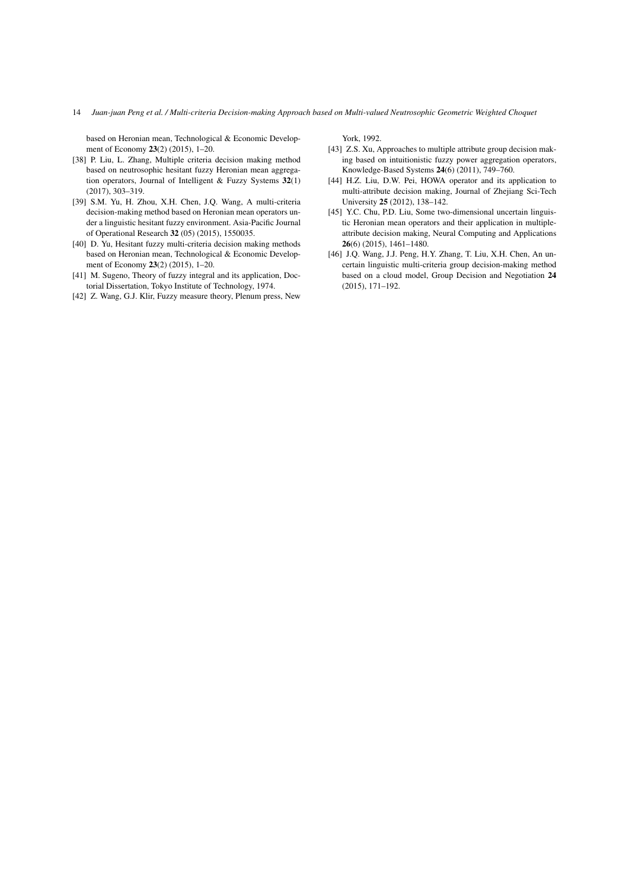based on Heronian mean, Technological & Economic Development of Economy **23**(2) (2015), 1–20.

[38] P. Liu, L. Zhang, Multiple criteria decision making method based on neutrosophic hesitant fuzzy Heronian mean aggregation operators, Journal of Intelligent & Fuzzy Systems **32**(1) (2017), 303–319.

[39] S.M. Yu, H. Zhou, X.H. Chen, J.Q. Wang, A multi-criteria decision-making method based on Heronian mean operators under a linguistic hesitant fuzzy environment. Asia-Pacific Journal of Operational Research **32** (05) (2015), 1550035.

[40] D. Yu, Hesitant fuzzy multi-criteria decision making methods based on Heronian mean, Technological & Economic Development of Economy **23**(2) (2015), 1–20.

[41] M. Sugeno, Theory of fuzzy integral and its application, Doctorial Dissertation, Tokyo Institute of Technology, 1974.

[42] Z. Wang, G.J. Klir, Fuzzy measure theory, Plenum press, New York, 1992.

[43] Z.S. Xu, Approaches to multiple attribute group decision making based on intuitionistic fuzzy power aggregation operators, Knowledge-Based Systems **24**(6) (2011), 749–760.

[44] H.Z. Liu, D.W. Pei, HOWA operator and its application to multi-attribute decision making, Journal of Zhejiang Sci-Tech University **25** (2012), 138–142.

[45] Y.C. Chu, P.D. Liu, Some two-dimensional uncertain linguistic Heronian mean operators and their application in multiple-attribute decision making, Neural Computing and Applications **26**(6) (2015), 1461–1480.

[46] J.Q. Wang, J.J. Peng, H.Y. Zhang, T. Liu, X.H. Chen, An uncertain linguistic multi-criteria group decision-making method based on a cloud model, Group Decision and Negotiation **24** (2015), 171–192.